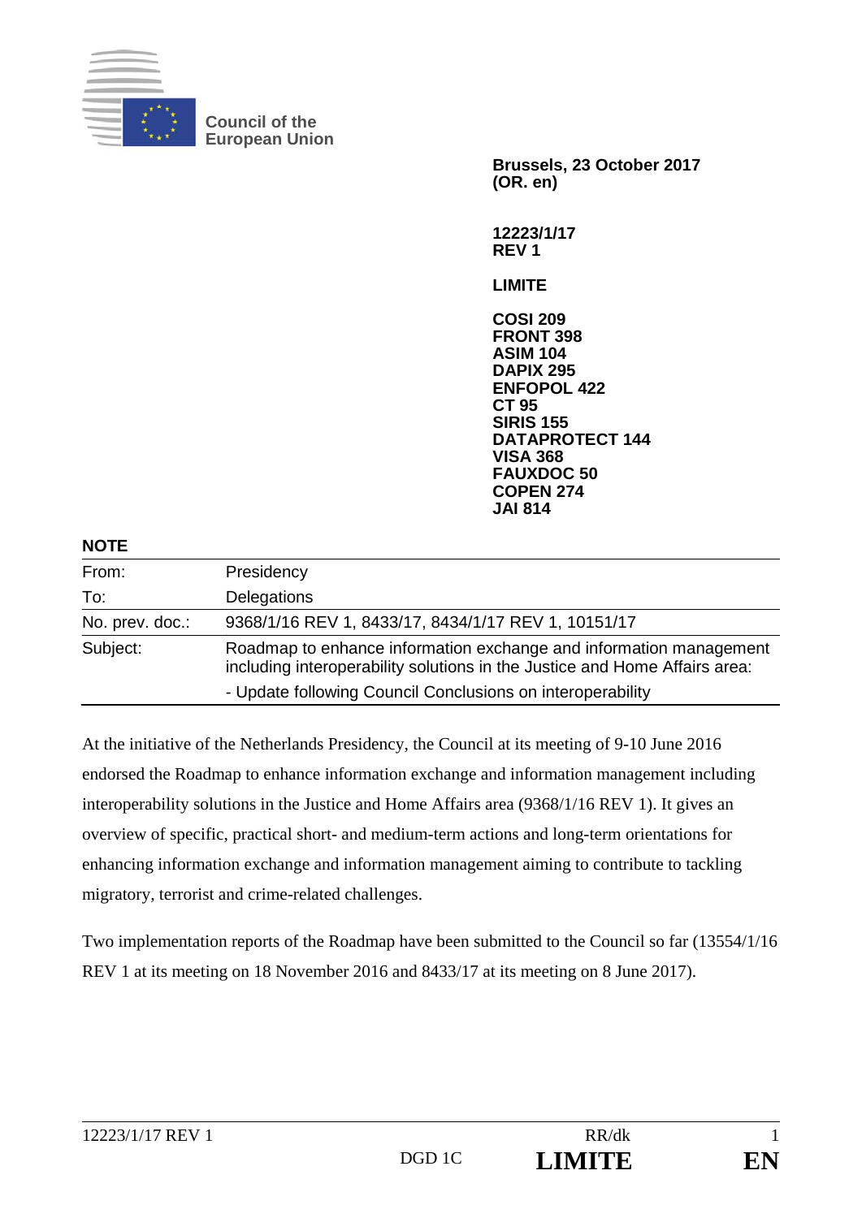Council of the
European Union

**Brussels, 23 October 2017**
**(OR. en)**

**12223/1/17**
**REV 1**

**LIMITE**

**COSI 209**
**FRONT 398**
**ASIM 104**
**DAPIX 295**
**ENFOPOL 422**
**CT 95**
**SIRIS 155**
**DATAPROTECT 144**
**VISA 368**
**FAUXDOC 50**
**COPEN 274**
**JAI 814**

**NOTE**

| | |
|---|---|
| From: | Presidency |
| To: | Delegations |
| No. prev. doc.: | 9368/1/16 REV 1, 8433/17, 8434/1/17 REV 1, 10151/17 |
| Subject: | Roadmap to enhance information exchange and information management including interoperability solutions in the Justice and Home Affairs area:<br>- Update following Council Conclusions on interoperability |

At the initiative of the Netherlands Presidency, the Council at its meeting of 9-10 June 2016 endorsed the Roadmap to enhance information exchange and information management including interoperability solutions in the Justice and Home Affairs area (9368/1/16 REV 1). It gives an overview of specific, practical short- and medium-term actions and long-term orientations for enhancing information exchange and information management aiming to contribute to tackling migratory, terrorist and crime-related challenges.

Two implementation reports of the Roadmap have been submitted to the Council so far (13554/1/16 REV 1 at its meeting on 18 November 2016 and 8433/17 at its meeting on 8 June 2017).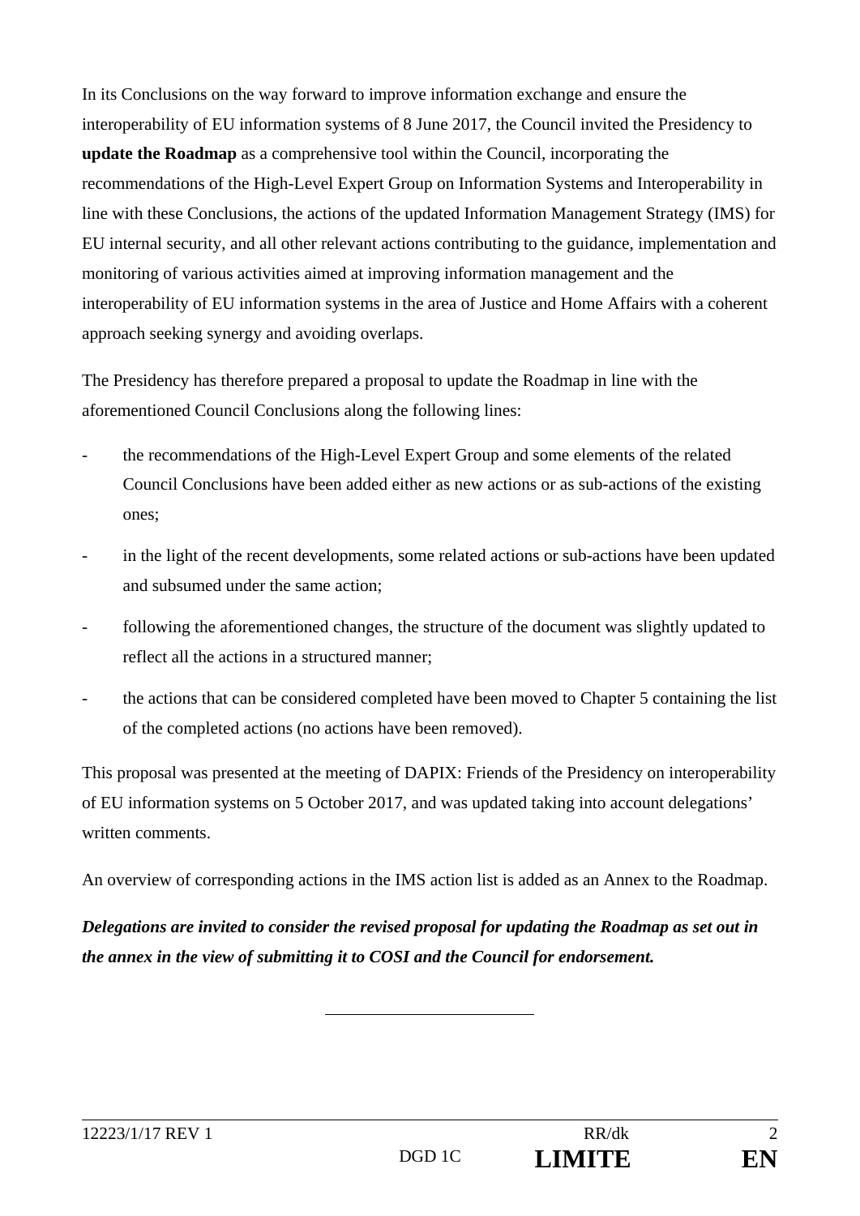In its Conclusions on the way forward to improve information exchange and ensure the interoperability of EU information systems of 8 June 2017, the Council invited the Presidency to **update the Roadmap** as a comprehensive tool within the Council, incorporating the recommendations of the High-Level Expert Group on Information Systems and Interoperability in line with these Conclusions, the actions of the updated Information Management Strategy (IMS) for EU internal security, and all other relevant actions contributing to the guidance, implementation and monitoring of various activities aimed at improving information management and the interoperability of EU information systems in the area of Justice and Home Affairs with a coherent approach seeking synergy and avoiding overlaps.

The Presidency has therefore prepared a proposal to update the Roadmap in line with the aforementioned Council Conclusions along the following lines:

- the recommendations of the High-Level Expert Group and some elements of the related Council Conclusions have been added either as new actions or as sub-actions of the existing ones;
- in the light of the recent developments, some related actions or sub-actions have been updated and subsumed under the same action;
- following the aforementioned changes, the structure of the document was slightly updated to reflect all the actions in a structured manner;
- the actions that can be considered completed have been moved to Chapter 5 containing the list of the completed actions (no actions have been removed).

This proposal was presented at the meeting of DAPIX: Friends of the Presidency on interoperability of EU information systems on 5 October 2017, and was updated taking into account delegations' written comments.

An overview of corresponding actions in the IMS action list is added as an Annex to the Roadmap.

***Delegations are invited to consider the revised proposal for updating the Roadmap as set out in the annex in the view of submitting it to COSI and the Council for endorsement.***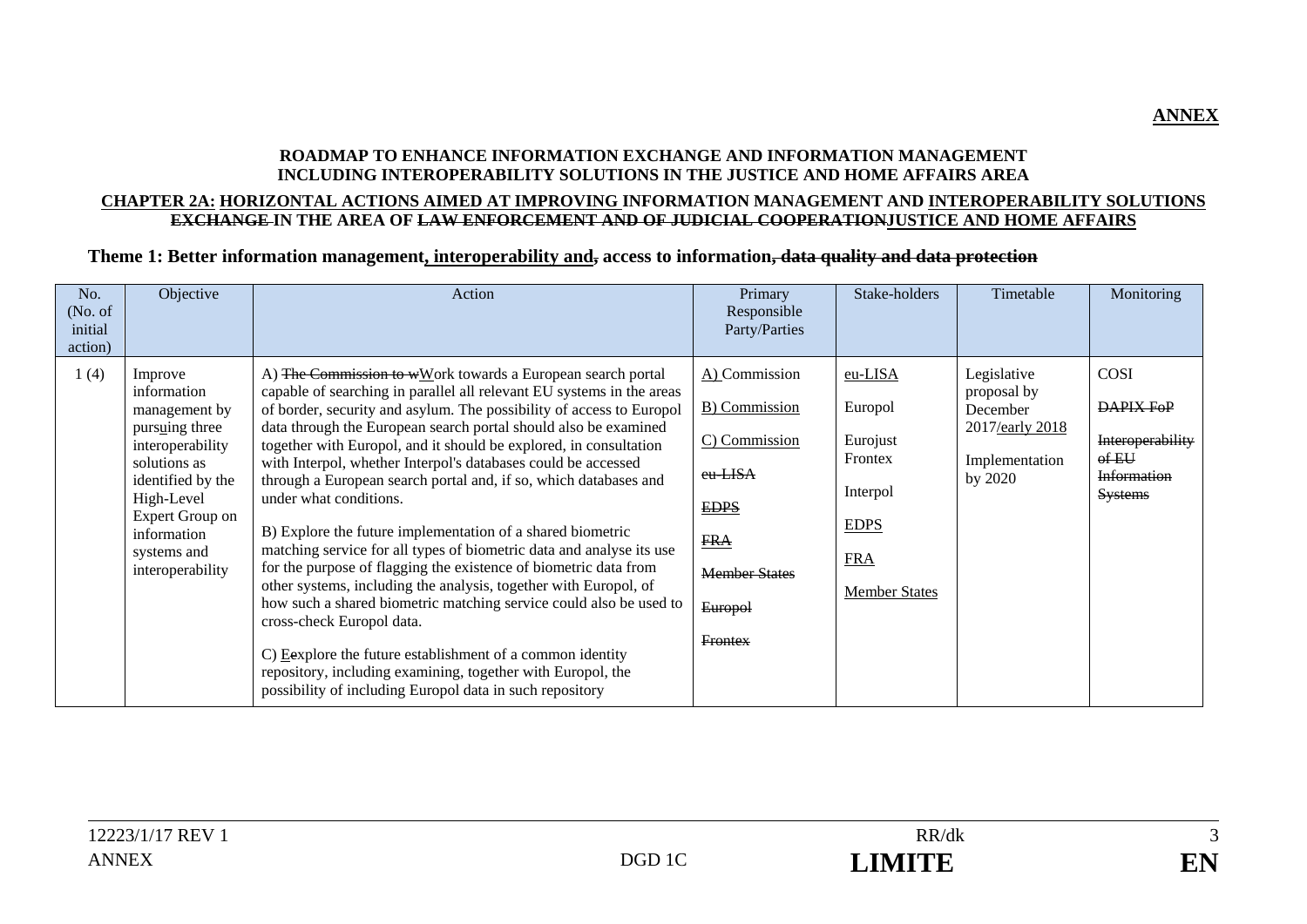**ANNEX**

**ROADMAP TO ENHANCE INFORMATION EXCHANGE AND INFORMATION MANAGEMENT INCLUDING INTEROPERABILITY SOLUTIONS IN THE JUSTICE AND HOME AFFAIRS AREA**

**CHAPTER 2A: HORIZONTAL ACTIONS AIMED AT IMPROVING INFORMATION MANAGEMENT AND INTEROPERABILITY SOLUTIONS ~~EXCHANGE~~ IN THE AREA OF ~~LAW ENFORCEMENT AND OF JUDICIAL COOPERATION~~JUSTICE AND HOME AFFAIRS**

**Theme 1: Better information management, interoperability and~~,~~ access to information~~, data quality and data protection~~**

| No. (No. of initial action) | Objective | Action | Primary Responsible Party/Parties | Stake-holders | Timetable | Monitoring |
|---|---|---|---|---|---|---|
| 1 (4) | Improve information management by pursuing three interoperability solutions as identified by the High-Level Expert Group on information systems and interoperability | A) ~~The Commission to w~~Work towards a European search portal capable of searching in parallel all relevant EU systems in the areas of border, security and asylum. The possibility of access to Europol data through the European search portal should also be examined together with Europol, and it should be explored, in consultation with Interpol, whether Interpol's databases could be accessed through a European search portal and, if so, which databases and under what conditions.<br><br>B) Explore the future implementation of a shared biometric matching service for all types of biometric data and analyse its use for the purpose of flagging the existence of biometric data from other systems, including the analysis, together with Europol, of how such a shared biometric matching service could also be used to cross-check Europol data.<br><br>C) E~~e~~xplore the future establishment of a common identity repository, including examining, together with Europol, the possibility of including Europol data in such repository | A) Commission<br><br>B) Commission<br><br>C) Commission<br><br>~~eu-LISA~~<br><br>~~EDPS~~<br><br>~~FRA~~<br><br>~~Member States~~<br><br>~~Europol~~<br><br>~~Frontex~~ | eu-LISA<br><br>Europol<br><br>Eurojust<br>Frontex<br><br>Interpol<br><br>EDPS<br><br>FRA<br><br>Member States | Legislative proposal by December 2017/early 2018<br><br>Implementation by 2020 | COSI<br><br>~~DAPIX FoP~~<br><br>~~Interoperability of EU Information Systems~~ |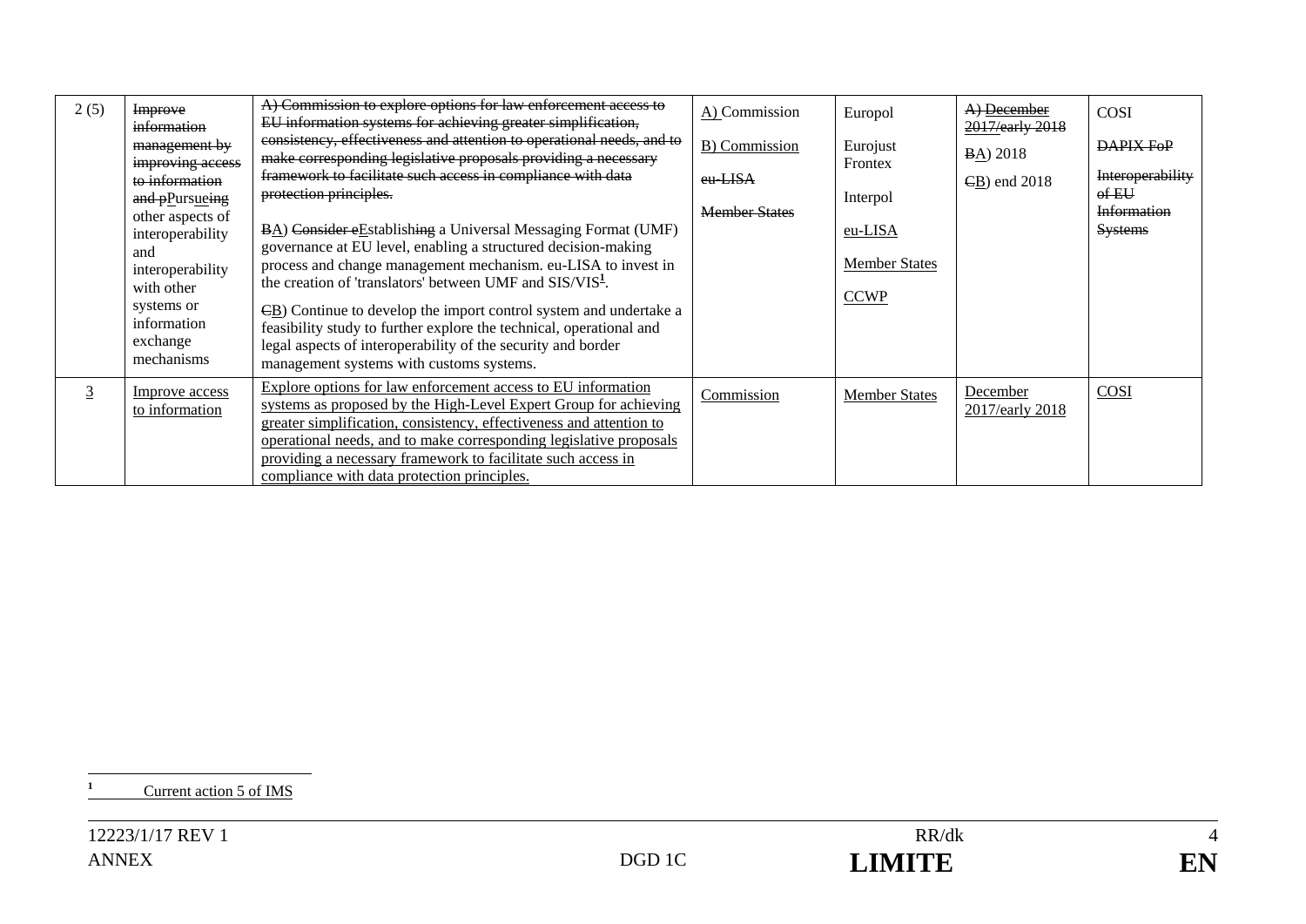| 2 (5) | ~~Improve information management by improving access to information and p~~Pursue~~ing~~ other aspects of interoperability and interoperability with other systems or information exchange mechanisms | ~~A) Commission to explore options for law enforcement access to EU information systems for achieving greater simplification, consistency, effectiveness and attention to operational needs, and to make corresponding legislative proposals providing a necessary framework to facilitate such access in compliance with data protection principles.~~<br><br>~~B~~A) ~~Consider e~~Establish~~ing~~ a Universal Messaging Format (UMF) governance at EU level, enabling a structured decision-making process and change management mechanism. eu-LISA to invest in the creation of 'translators' between UMF and SIS/VIS[1].<br><br>~~C~~B) Continue to develop the import control system and undertake a feasibility study to further explore the technical, operational and legal aspects of interoperability of the security and border management systems with customs systems. | A) Commission<br><br>B) Commission<br><br>~~eu-LISA~~<br><br>~~Member States~~ | Europol<br><br>Eurojust<br>Frontex<br><br>Interpol<br><br>eu-LISA<br><br>Member States<br><br>CCWP | ~~A) December 2017/early 2018~~<br><br>~~B~~A) 2018<br><br>~~C~~B) end 2018 | COSI<br><br>~~DAPIX FoP~~<br><br>~~Interoperability of EU Information Systems~~ |
|---|---|---|---|---|---|---|
| 3 | Improve access to information | Explore options for law enforcement access to EU information systems as proposed by the High-Level Expert Group for achieving greater simplification, consistency, effectiveness and attention to operational needs, and to make corresponding legislative proposals providing a necessary framework to facilitate such access in compliance with data protection principles. | Commission | Member States | December 2017/early 2018 | COSI |

[1] Current action 5 of IMS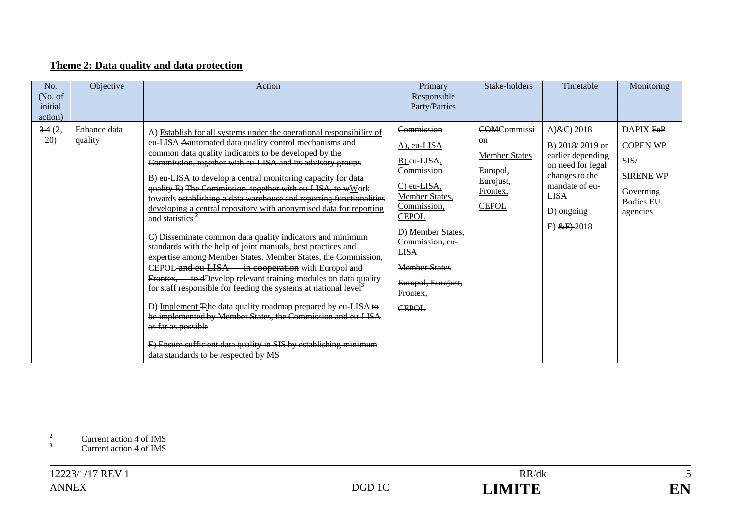## Theme 2: Data quality and data protection

| No. (No. of initial action) | Objective | Action | Primary Responsible Party/Parties | Stake-holders | Timetable | Monitoring |
|---|---|---|---|---|---|---|
| ~~3~~ 4 (2, 20) | Enhance data quality | A) Establish for all systems under the operational responsibility of eu-LISA ~~A~~automated data quality control mechanisms and common data quality indicators ~~to be developed by the Commission, together with eu-LISA and its advisory groups~~<br><br>B) ~~eu-LISA to develop a central monitoring capacity for data quality E) The Commission, together with eu-LISA, to w~~Work towards ~~establishing a data warehouse and reporting functionalities~~ developing a central repository with anonymised data for reporting and statistics[2]<br><br>C) Disseminate common data quality indicators and minimum standards with the help of joint manuals, best practices and expertise among Member States. ~~Member States, the Commission, CEPOL and eu-LISA — in cooperation with Europol and Frontex, — to d~~Develop relevant training modules on data quality for staff responsible for feeding the systems at national level[3]<br><br>D) Implement ~~T~~the data quality roadmap prepared by eu-LISA ~~to be implemented by Member States, the Commission and eu-LISA as far as possible~~<br><br>~~F) Ensure sufficient data quality in SIS by establishing minimum data standards to be respected by MS~~ | ~~Commission~~<br><br>A)~~,~~ eu-LISA<br><br>B) eu-LISA, Commission<br><br>C) eu-LISA, Member States, Commission, CEPOL<br><br>D) Member States, Commission, eu-LISA<br><br>~~Member States~~<br><br>~~Europol, Eurojust, Frontex,~~<br><br>~~CEPOL~~ | ~~COM~~Commission<br><br>Member States<br><br>Europol, Eurojust, Frontex, CEPOL | A)&C) 2018<br><br>B) 2018/ 2019 or earlier depending on need for legal changes to the mandate of eu-LISA<br><br>D) ongoing<br><br>E) ~~&F)~~ 2018 | DAPIX ~~FoP~~<br><br>COPEN WP<br><br>SIS/<br><br>SIRENE WP<br><br>Governing Bodies EU agencies |

[2] Current action 4 of IMS

[3] Current action 4 of IMS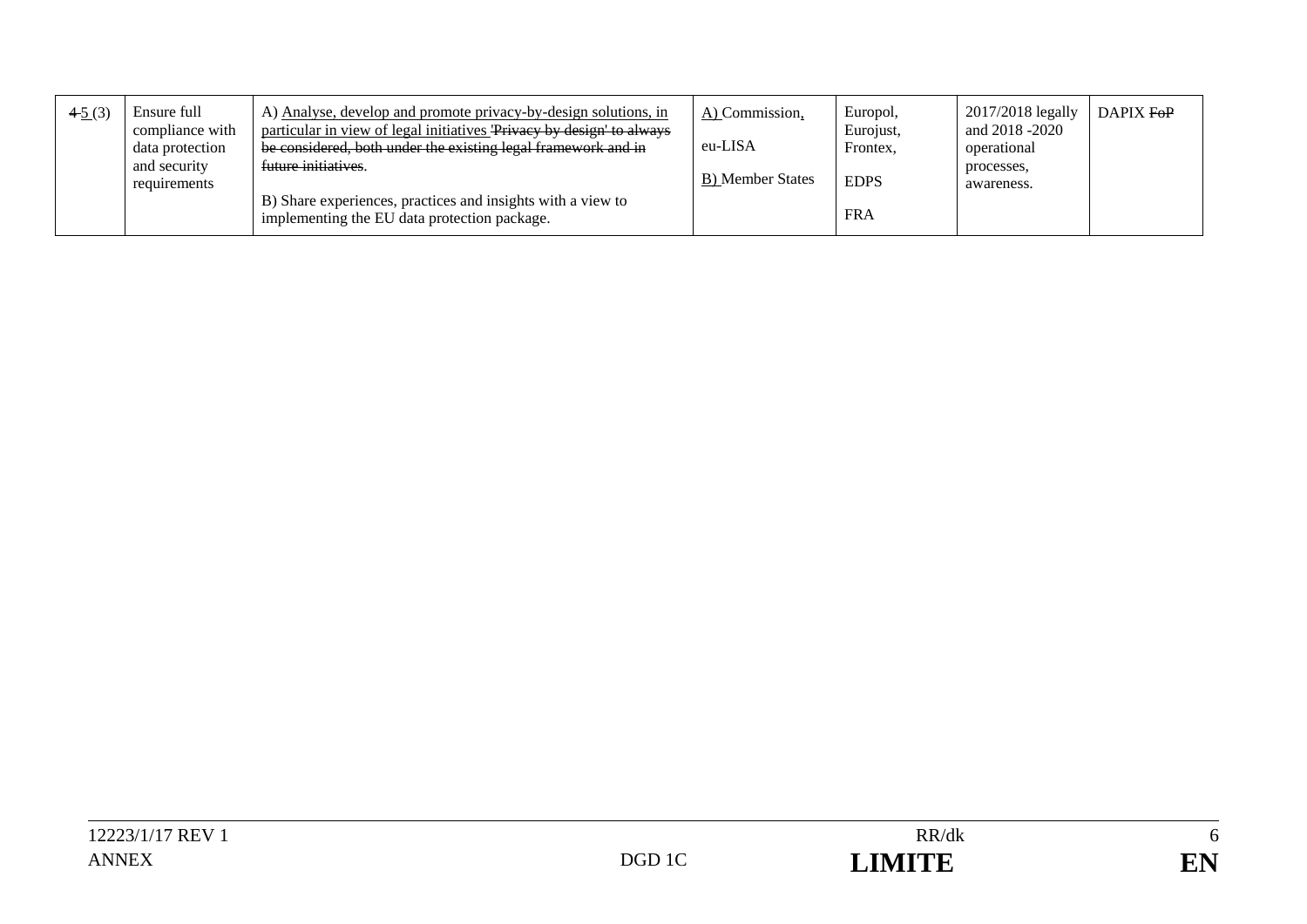| ~~4~~ <u>5</u> (3) | Ensure full compliance with data protection and security requirements | A) <u>Analyse, develop and promote privacy-by-design solutions, in particular in view of legal initiatives</u> ~~'Privacy by design' to always be considered, both under the existing legal framework and in future initiatives~~.<br><br>B) Share experiences, practices and insights with a view to implementing the EU data protection package. | <u>A)</u> Commission<u>,</u><br><br>eu-LISA<br><br><u>B)</u> Member States | Europol, Eurojust, Frontex,<br><br>EDPS<br><br>FRA | 2017/2018 legally and 2018 -2020 operational processes, awareness. | DAPIX ~~FoP~~ |
|---|---|---|---|---|---|---|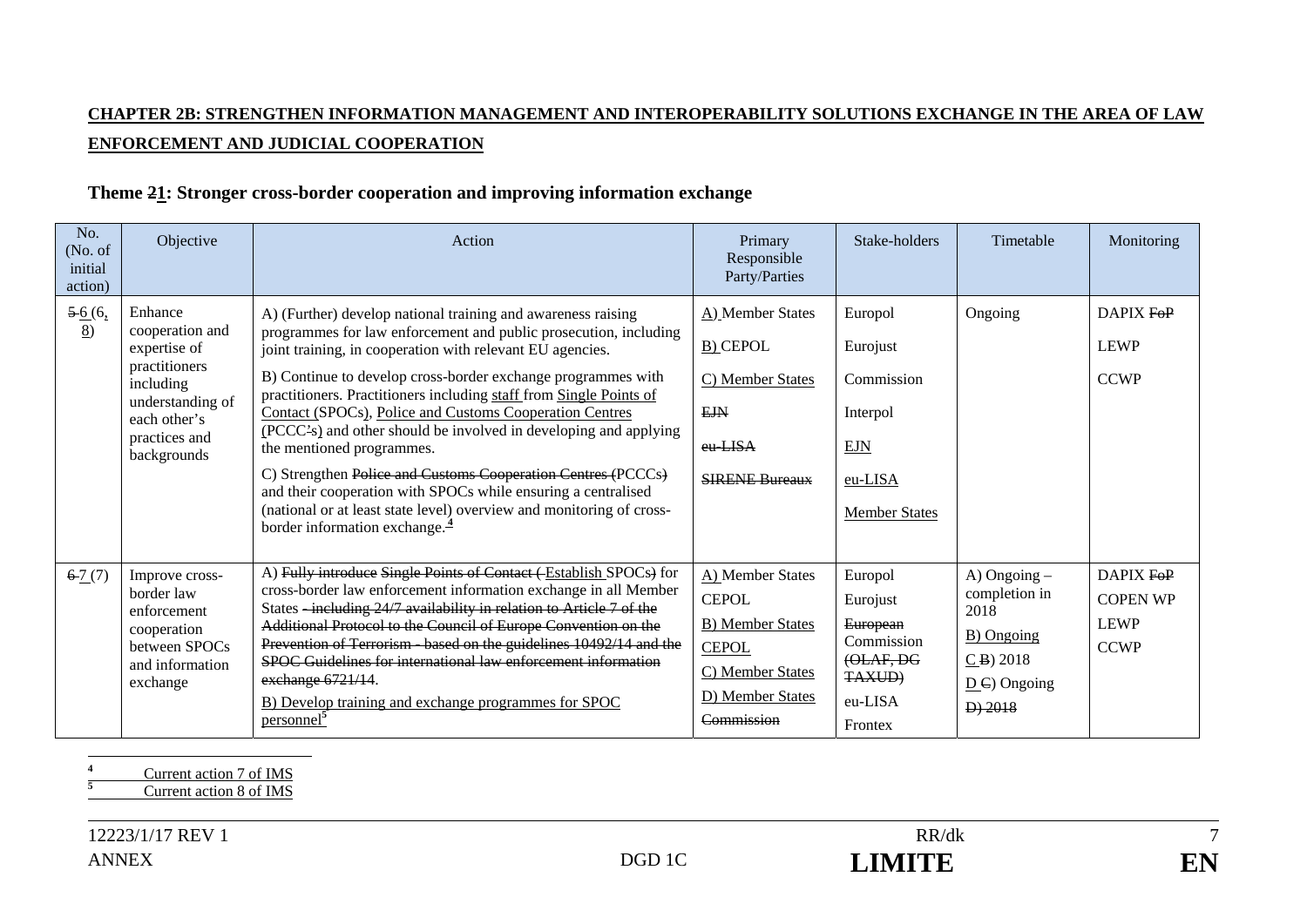**CHAPTER 2B: STRENGTHEN INFORMATION MANAGEMENT AND INTEROPERABILITY SOLUTIONS EXCHANGE IN THE AREA OF LAW ENFORCEMENT AND JUDICIAL COOPERATION**

### Theme 21: Stronger cross-border cooperation and improving information exchange

| No. (No. of initial action) | Objective | Action | Primary Responsible Party/Parties | Stake-holders | Timetable | Monitoring |
|---|---|---|---|---|---|---|
| 5 6 (6, 8) | Enhance cooperation and expertise of practitioners including understanding of each other's practices and backgrounds | A) (Further) develop national training and awareness raising programmes for law enforcement and public prosecution, including joint training, in cooperation with relevant EU agencies.<br>B) Continue to develop cross-border exchange programmes with practitioners. Practitioners including staff from Single Points of Contact (SPOCs), Police and Customs Cooperation Centres (PCCC's) and other should be involved in developing and applying the mentioned programmes.<br>C) Strengthen Police and Customs Cooperation Centres (PCCCs) and their cooperation with SPOCs while ensuring a centralised (national or at least state level) overview and monitoring of cross-border information exchange.[4] | A) Member States<br>B) CEPOL<br>C) Member States<br>EJN<br>eu-LISA<br>SIRENE Bureaux | Europol<br>Eurojust<br>Commission<br>Interpol<br>EJN<br>eu-LISA<br>Member States | Ongoing | DAPIX FoP<br>LEWP<br>CCWP |
| 6 7 (7) | Improve cross-border law enforcement cooperation between SPOCs and information exchange | A) Fully introduce Single Points of Contact (Establish SPOCs) for cross-border law enforcement information exchange in all Member States - including 24/7 availability in relation to Article 7 of the Additional Protocol to the Council of Europe Convention on the Prevention of Terrorism - based on the guidelines 10492/14 and the SPOC Guidelines for international law enforcement information exchange 6721/14.<br>B) Develop training and exchange programmes for SPOC personnel[5] | A) Member States<br>CEPOL<br>B) Member States<br>CEPOL<br>C) Member States<br>D) Member States<br>Commission | Europol<br>Eurojust<br>European Commission (OLAF, DG TAXUD)<br>eu-LISA<br>Frontex | A) Ongoing – completion in 2018<br>B) Ongoing<br>C B) 2018<br>D C) Ongoing<br>D) 2018 | DAPIX FoP<br>COPEN WP<br>LEWP<br>CCWP |

[4] Current action 7 of IMS

[5] Current action 8 of IMS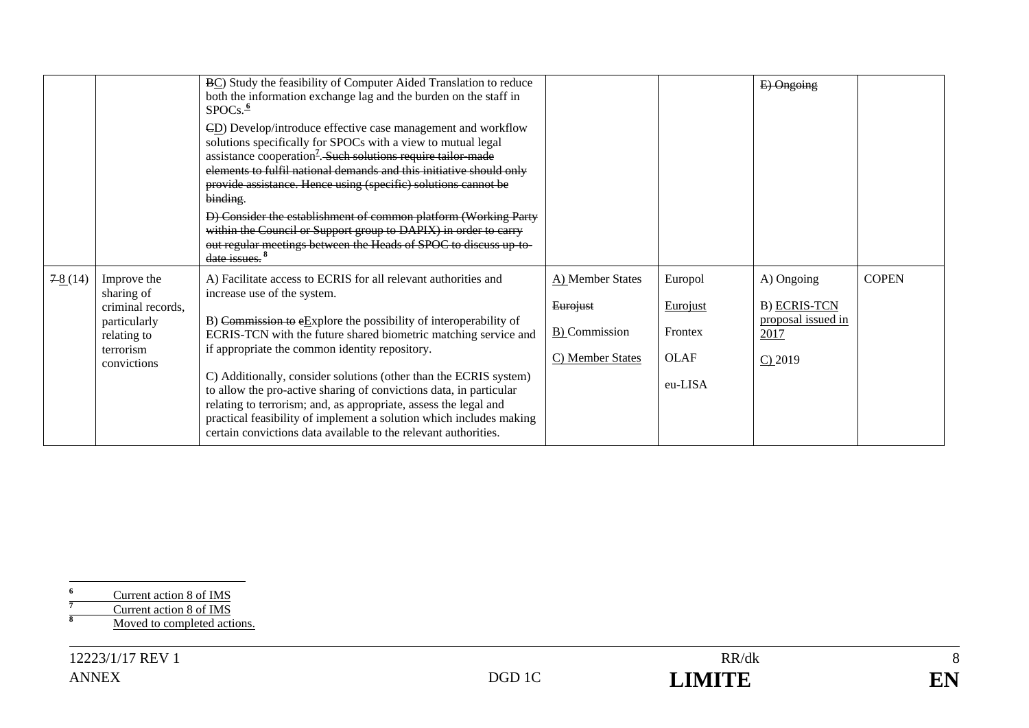| | | | | | | |
|---|---|---|---|---|---|---|
| | | ~~B~~C) Study the feasibility of Computer Aided Translation to reduce both the information exchange lag and the burden on the staff in SPOCs.[6]<br><br>~~C~~D) Develop/introduce effective case management and workflow solutions specifically for SPOCs with a view to mutual legal assistance cooperation[7]. ~~Such solutions require tailor-made elements to fulfil national demands and this initiative should only provide assistance. Hence using (specific) solutions cannot be binding~~.<br><br>~~D) Consider the establishment of common platform (Working Party within the Council or Support group to DAPIX) in order to carry out regular meetings between the Heads of SPOC to discuss up-to-date issues.~~ [8] | | | ~~E) Ongoing~~ | |
| ~~7~~ 8 (14) | Improve the sharing of criminal records, particularly relating to terrorism convictions | A) Facilitate access to ECRIS for all relevant authorities and increase use of the system.<br><br>B) ~~Commission to e~~Explore the possibility of interoperability of ECRIS-TCN with the future shared biometric matching service and if appropriate the common identity repository.<br><br>C) Additionally, consider solutions (other than the ECRIS system) to allow the pro-active sharing of convictions data, in particular relating to terrorism; and, as appropriate, assess the legal and practical feasibility of implement a solution which includes making certain convictions data available to the relevant authorities. | A) Member States<br><br>~~Eurojust~~<br><br>B) Commission<br><br>C) Member States | Europol<br><br>Eurojust<br><br>Frontex<br><br>OLAF<br><br>eu-LISA | A) Ongoing<br><br>B) ECRIS-TCN proposal issued in 2017<br><br>C) 2019 | COPEN |

[6] Current action 8 of IMS

[7] Current action 8 of IMS

[8] Moved to completed actions.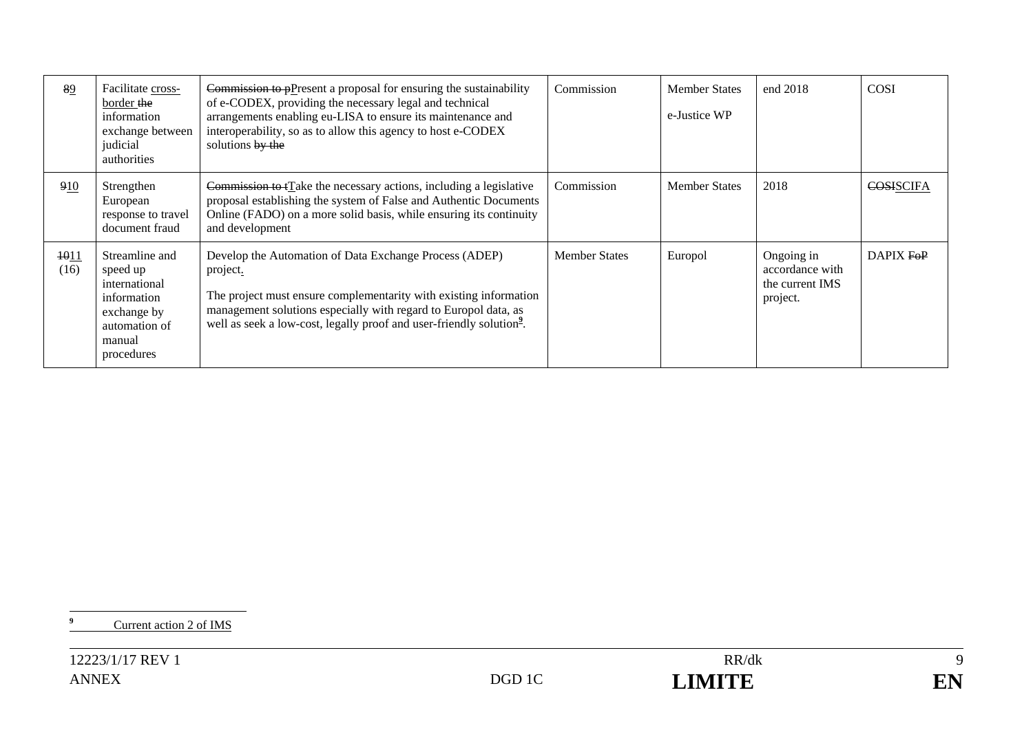| ~~8~~9 | Facilitate cross-border ~~the~~ information exchange between judicial authorities | ~~Commission to p~~Present a proposal for ensuring the sustainability of e-CODEX, providing the necessary legal and technical arrangements enabling eu-LISA to ensure its maintenance and interoperability, so as to allow this agency to host e-CODEX solutions ~~by the~~ | Commission | Member States<br>e-Justice WP | end 2018 | COSI |
|---|---|---|---|---|---|---|
| ~~9~~10 | Strengthen European response to travel document fraud | ~~Commission to t~~Take the necessary actions, including a legislative proposal establishing the system of False and Authentic Documents Online (FADO) on a more solid basis, while ensuring its continuity and development | Commission | Member States | 2018 | ~~COSI~~SCIFA |
| ~~10~~11 (16) | Streamline and speed up international information exchange by automation of manual procedures | Develop the Automation of Data Exchange Process (ADEP) project.<br>The project must ensure complementarity with existing information management solutions especially with regard to Europol data, as well as seek a low-cost, legally proof and user-friendly solution[9]. | Member States | Europol | Ongoing in accordance with the current IMS project. | DAPIX ~~FoP~~ |

[9] Current action 2 of IMS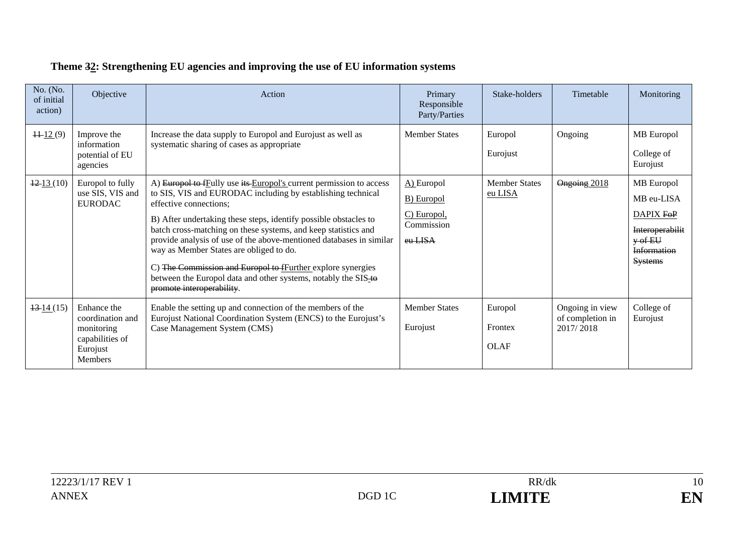**Theme ~~3~~2: Strengthening EU agencies and improving the use of EU information systems**

| No. (No. of initial action) | Objective | Action | Primary Responsible Party/Parties | Stake-holders | Timetable | Monitoring |
|---|---|---|---|---|---|---|
| ~~11~~ 12 (9) | Improve the information potential of EU agencies | Increase the data supply to Europol and Eurojust as well as systematic sharing of cases as appropriate | Member States | Europol<br>Eurojust | Ongoing | MB Europol<br>College of Eurojust |
| ~~12~~ 13 (10) | Europol to fully use SIS, VIS and EURODAC | A) ~~Europol to f~~Fully use ~~its~~ Europol's current permission to access to SIS, VIS and EURODAC including by establishing technical effective connections;<br>B) After undertaking these steps, identify possible obstacles to batch cross-matching on these systems, and keep statistics and provide analysis of use of the above-mentioned databases in similar way as Member States are obliged to do.<br>C) ~~The Commission and Europol to f~~Further explore synergies between the Europol data and other systems, notably the SIS ~~to promote interoperability~~. | A) Europol<br>B) Europol<br>C) Europol, Commission<br>~~eu LISA~~ | Member States<br>eu LISA | ~~Ongoing~~ 2018 | MB Europol<br>MB eu-LISA<br>DAPIX ~~FoP~~<br>~~Interoperability of EU Information Systems~~ |
| ~~13~~ 14 (15) | Enhance the coordination and monitoring capabilities of Eurojust Members | Enable the setting up and connection of the members of the Eurojust National Coordination System (ENCS) to the Eurojust's Case Management System (CMS) | Member States<br>Eurojust | Europol<br>Frontex<br>OLAF | Ongoing in view of completion in 2017/ 2018 | College of Eurojust |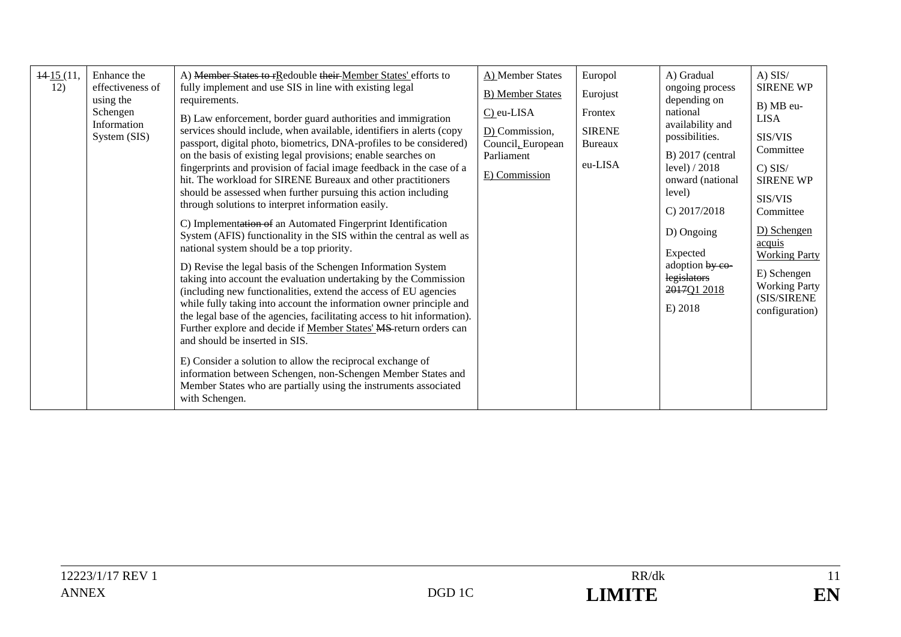| ~~14~~ 15 (11, 12) | Enhance the effectiveness of using the Schengen Information System (SIS) | A) ~~Member States to r~~Redouble ~~their~~ Member States' efforts to fully implement and use SIS in line with existing legal requirements.<br><br>B) Law enforcement, border guard authorities and immigration services should include, when available, identifiers in alerts (copy passport, digital photo, biometrics, DNA-profiles to be considered) on the basis of existing legal provisions; enable searches on fingerprints and provision of facial image feedback in the case of a hit. The workload for SIRENE Bureaux and other practitioners should be assessed when further pursuing this action including through solutions to interpret information easily.<br><br>C) Implement~~ation of~~ an Automated Fingerprint Identification System (AFIS) functionality in the SIS within the central as well as national system should be a top priority.<br><br>D) Revise the legal basis of the Schengen Information System taking into account the evaluation undertaking by the Commission (including new functionalities, extend the access of EU agencies while fully taking into account the information owner principle and the legal base of the agencies, facilitating access to hit information). Further explore and decide if Member States' ~~MS~~ return orders can and should be inserted in SIS.<br><br>E) Consider a solution to allow the reciprocal exchange of information between Schengen, non-Schengen Member States and Member States who are partially using the instruments associated with Schengen. | A) Member States<br><br>B) Member States<br><br>C) eu-LISA<br><br>D) Commission, Council, European Parliament<br><br>E) Commission | Europol<br><br>Eurojust<br><br>Frontex<br><br>SIRENE Bureaux<br><br>eu-LISA | A) Gradual ongoing process depending on national availability and possibilities.<br><br>B) 2017 (central level) / 2018 onward (national level)<br><br>C) 2017/2018<br><br>D) Ongoing<br><br>Expected adoption ~~by co-legislators 2017~~ Q1 2018<br><br>E) 2018 | A) SIS/ SIRENE WP<br><br>B) MB eu-LISA<br><br>SIS/VIS Committee<br><br>C) SIS/ SIRENE WP<br><br>SIS/VIS Committee<br><br>D) Schengen acquis Working Party<br><br>E) Schengen Working Party (SIS/SIRENE configuration) |
|---|---|---|---|---|---|---|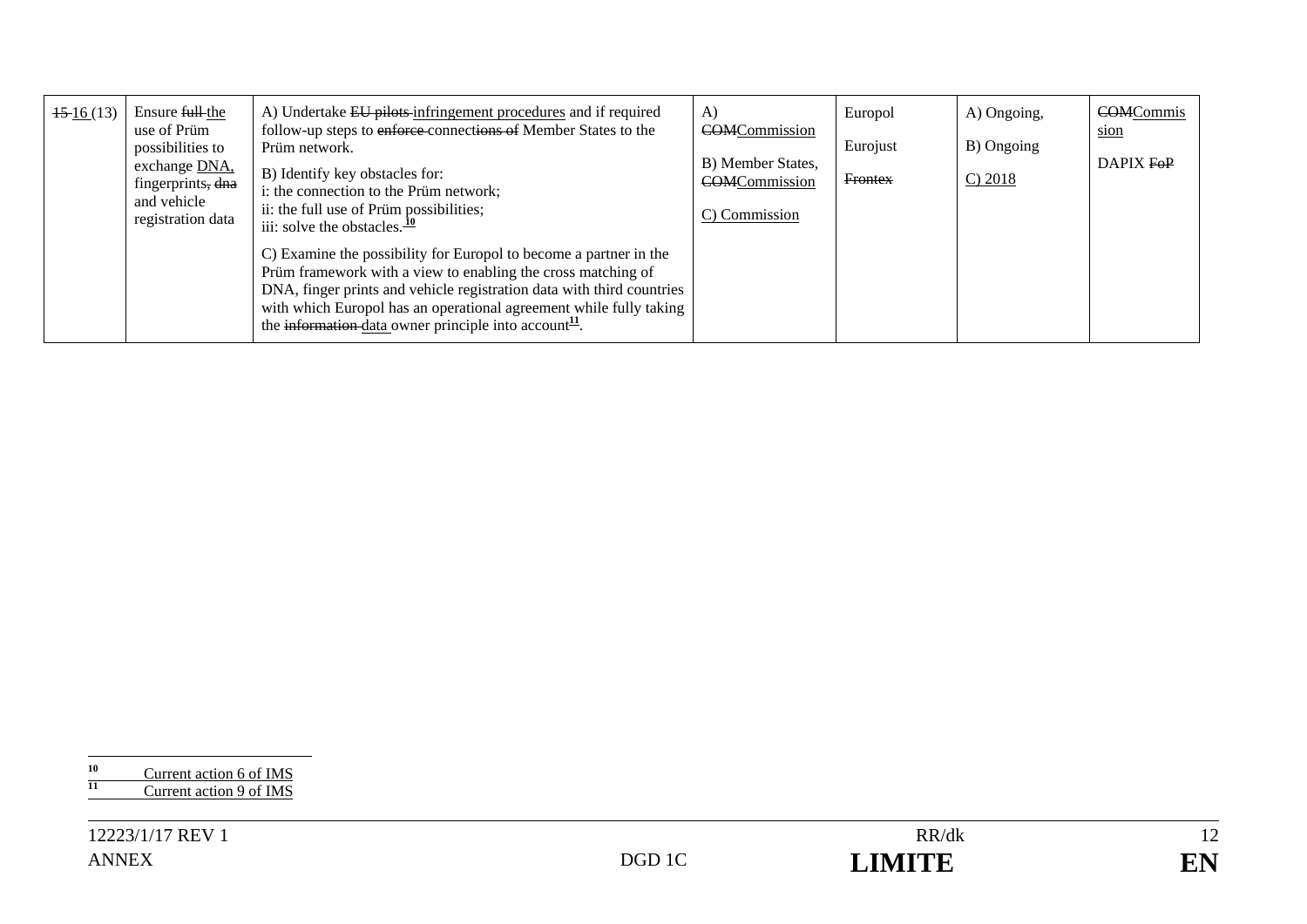| ~~15~~ 16 (13) | Ensure ~~full~~ the use of Prüm possibilities to exchange DNA, fingerprints~~, dna~~ and vehicle registration data | A) Undertake ~~EU pilots~~ infringement procedures and if required follow-up steps to ~~enforce~~ connections ~~of~~ Member States to the Prüm network.<br><br>B) Identify key obstacles for:<br>i: the connection to the Prüm network;<br>ii: the full use of Prüm possibilities;<br>iii: solve the obstacles.[10]<br><br>C) Examine the possibility for Europol to become a partner in the Prüm framework with a view to enabling the cross matching of DNA, finger prints and vehicle registration data with third countries with which Europol has an operational agreement while fully taking the ~~information~~ data owner principle into account[11]. | A) ~~COM~~Commission<br><br>B) Member States, ~~COM~~Commission<br><br>C) Commission | Europol<br><br>Eurojust<br><br>~~Frontex~~ | A) Ongoing,<br><br>B) Ongoing<br><br>C) 2018 | ~~COM~~Commission<br><br>DAPIX ~~FoP~~ |
|---|---|---|---|---|---|---|

[10] Current action 6 of IMS

[11] Current action 9 of IMS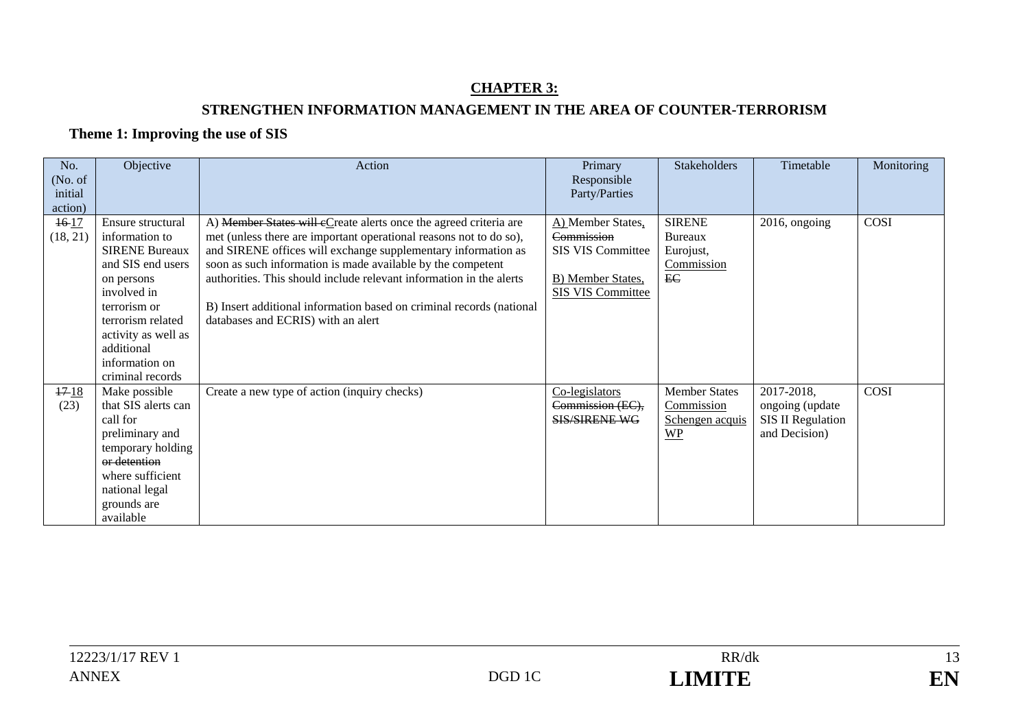## CHAPTER 3:

## STRENGTHEN INFORMATION MANAGEMENT IN THE AREA OF COUNTER-TERRORISM

### Theme 1: Improving the use of SIS

| No. (No. of initial action) | Objective | Action | Primary Responsible Party/Parties | Stakeholders | Timetable | Monitoring |
|---|---|---|---|---|---|---|
| ~~16~~ 17 (18, 21) | Ensure structural information to SIRENE Bureaux and SIS end users on persons involved in terrorism or terrorism related activity as well as additional information on criminal records | A) ~~Member States will c~~Create alerts once the agreed criteria are met (unless there are important operational reasons not to do so), and SIRENE offices will exchange supplementary information as soon as such information is made available by the competent authorities. This should include relevant information in the alerts<br><br>B) Insert additional information based on criminal records (national databases and ECRIS) with an alert | A) Member States, ~~Commission~~ SIS VIS Committee<br><br>B) Member States, SIS VIS Committee | SIRENE Bureaux Eurojust, Commission ~~EC~~ | 2016, ongoing | COSI |
| ~~17~~ 18 (23) | Make possible that SIS alerts can call for preliminary and temporary holding ~~or detention~~ where sufficient national legal grounds are available | Create a new type of action (inquiry checks) | Co-legislators ~~Commission (EC), SIS/SIRENE WG~~ | Member States Commission Schengen acquis WP | 2017-2018, ongoing (update SIS II Regulation and Decision) | COSI |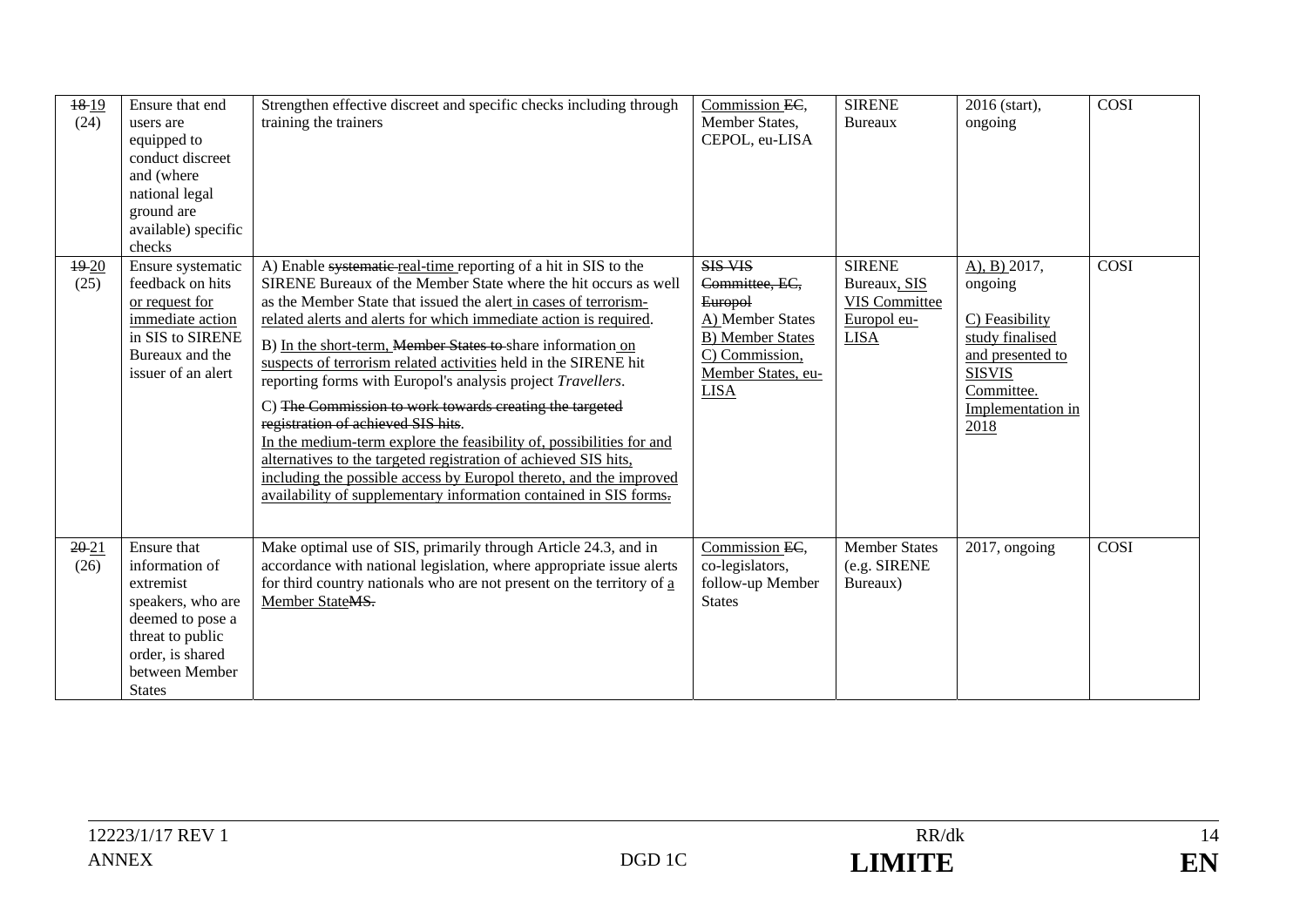| ~~18~~ 19 (24) | Ensure that end users are equipped to conduct discreet and (where national legal ground are available) specific checks | Strengthen effective discreet and specific checks including through training the trainers | Commission ~~EC~~, Member States, CEPOL, eu-LISA | SIRENE Bureaux | 2016 (start), ongoing | COSI |
|---|---|---|---|---|---|---|
| ~~19~~ 20 (25) | Ensure systematic feedback on hits or request for immediate action in SIS to SIRENE Bureaux and the issuer of an alert | A) Enable ~~systematic~~ real-time reporting of a hit in SIS to the SIRENE Bureaux of the Member State where the hit occurs as well as the Member State that issued the alert in cases of terrorism-related alerts and alerts for which immediate action is required.<br><br>B) In the short-term, ~~Member States to~~ share information on suspects of terrorism related activities held in the SIRENE hit reporting forms with Europol's analysis project *Travellers*.<br><br>C) ~~The Commission to work towards creating the targeted registration of achieved SIS hits.~~<br>In the medium-term explore the feasibility of, possibilities for and alternatives to the targeted registration of achieved SIS hits, including the possible access by Europol thereto, and the improved availability of supplementary information contained in SIS forms~~.~~ | ~~SIS VIS Committee, EC, Europol~~<br>A) Member States<br>B) Member States<br>C) Commission, Member States, eu-LISA | SIRENE Bureaux, SIS VIS Committee Europol eu-LISA | A), B) 2017, ongoing<br><br>C) Feasibility study finalised and presented to SISVIS Committee. Implementation in 2018 | COSI |
| ~~20~~ 21 (26) | Ensure that information of extremist speakers, who are deemed to pose a threat to public order, is shared between Member States | Make optimal use of SIS, primarily through Article 24.3, and in accordance with national legislation, where appropriate issue alerts for third country nationals who are not present on the territory of a Member State~~MS.~~ | Commission ~~EC~~, co-legislators, follow-up Member States | Member States (e.g. SIRENE Bureaux) | 2017, ongoing | COSI |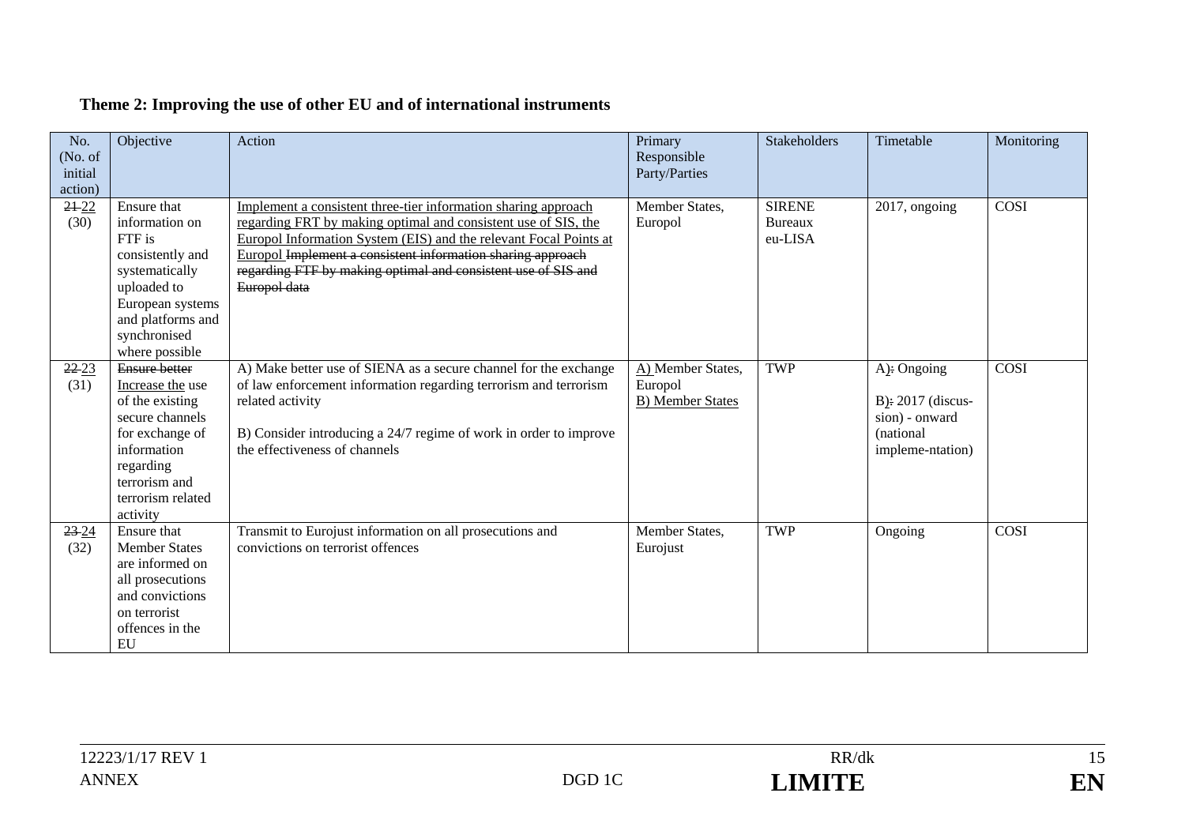**Theme 2: Improving the use of other EU and of international instruments**

| No. (No. of initial action) | Objective | Action | Primary Responsible Party/Parties | Stakeholders | Timetable | Monitoring |
|---|---|---|---|---|---|---|
| ~~21~~ 22 (30) | Ensure that information on FTF is consistently and systematically uploaded to European systems and platforms and synchronised where possible | Implement a consistent three-tier information sharing approach regarding FRT by making optimal and consistent use of SIS, the Europol Information System (EIS) and the relevant Focal Points at Europol ~~Implement a consistent information sharing approach regarding FTF by making optimal and consistent use of SIS and Europol data~~ | Member States, Europol | SIRENE Bureaux eu-LISA | 2017, ongoing | COSI |
| ~~22~~ 23 (31) | ~~Ensure better~~ Increase the use of the existing secure channels for exchange of information regarding terrorism and terrorism related activity | A) Make better use of SIENA as a secure channel for the exchange of law enforcement information regarding terrorism and terrorism related activity<br><br>B) Consider introducing a 24/7 regime of work in order to improve the effectiveness of channels | A) Member States, Europol<br>B) Member States | TWP | A)~~:~~ Ongoing<br><br>B)~~:~~ 2017 (discus-sion) - onward (national impleme-ntation) | COSI |
| ~~23~~ 24 (32) | Ensure that Member States are informed on all prosecutions and convictions on terrorist offences in the EU | Transmit to Eurojust information on all prosecutions and convictions on terrorist offences | Member States, Eurojust | TWP | Ongoing | COSI |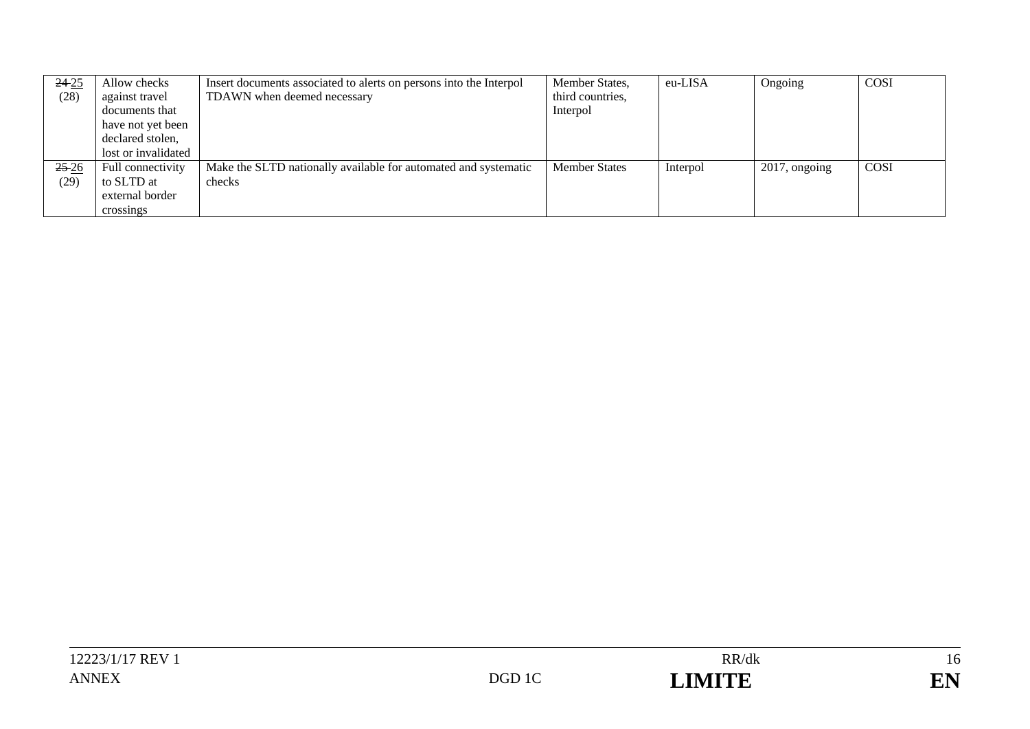| ~~24~~ 25 (28) | Allow checks against travel documents that have not yet been declared stolen, lost or invalidated | Insert documents associated to alerts on persons into the Interpol TDAWN when deemed necessary | Member States, third countries, Interpol | eu-LISA | Ongoing | COSI |
|---|---|---|---|---|---|---|
| ~~25~~ 26 (29) | Full connectivity to SLTD at external border crossings | Make the SLTD nationally available for automated and systematic checks | Member States | Interpol | 2017, ongoing | COSI |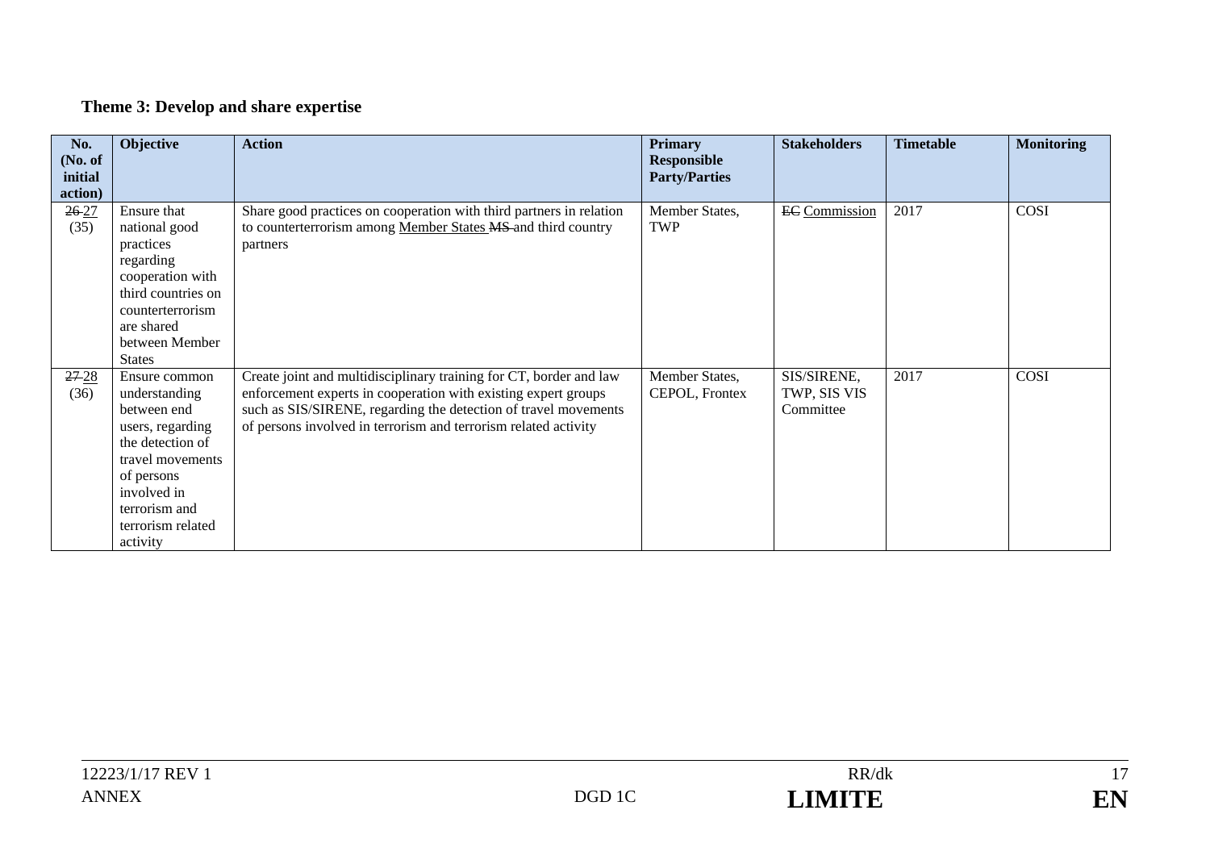**Theme 3: Develop and share expertise**

| No. (No. of initial action) | Objective | Action | Primary Responsible Party/Parties | Stakeholders | Timetable | Monitoring |
|---|---|---|---|---|---|---|
| ~~26~~ 27 (35) | Ensure that national good practices regarding cooperation with third countries on counterterrorism are shared between Member States | Share good practices on cooperation with third partners in relation to counterterrorism among Member States ~~MS~~ and third country partners | Member States, TWP | ~~EC~~ Commission | 2017 | COSI |
| ~~27~~ 28 (36) | Ensure common understanding between end users, regarding the detection of travel movements of persons involved in terrorism and terrorism related activity | Create joint and multidisciplinary training for CT, border and law enforcement experts in cooperation with existing expert groups such as SIS/SIRENE, regarding the detection of travel movements of persons involved in terrorism and terrorism related activity | Member States, CEPOL, Frontex | SIS/SIRENE, TWP, SIS VIS Committee | 2017 | COSI |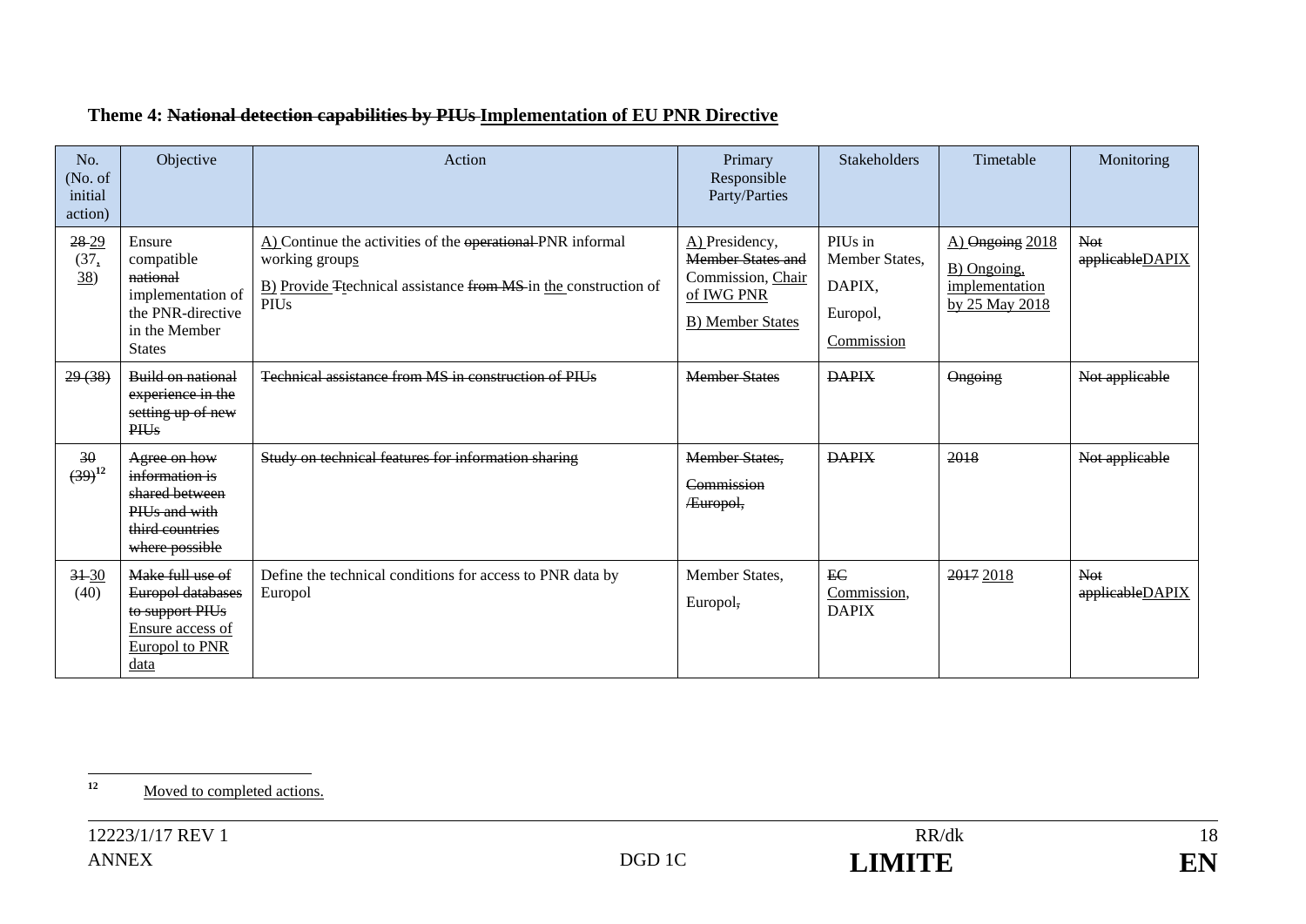**Theme 4: ~~National detection capabilities by PIUs~~ Implementation of EU PNR Directive**

| No. (No. of initial action) | Objective | Action | Primary Responsible Party/Parties | Stakeholders | Timetable | Monitoring |
|---|---|---|---|---|---|---|
| ~~28~~ 29 (37, 38) | Ensure compatible ~~national~~ implementation of the PNR-directive in the Member States | A) Continue the activities of the ~~operational~~ PNR informal working groups<br>B) Provide ~~T~~technical assistance ~~from MS~~ in the construction of PIUs | A) Presidency, ~~Member States and~~ Commission, Chair of IWG PNR<br>B) Member States | PIUs in Member States, DAPIX, Europol, Commission | A) ~~Ongoing~~ 2018<br>B) Ongoing, implementation by 25 May 2018 | ~~Not applicable~~DAPIX |
| ~~29 (38)~~ | ~~Build on national experience in the setting up of new PIUs~~ | ~~Technical assistance from MS in construction of PIUs~~ | ~~Member States~~ | ~~DAPIX~~ | ~~Ongoing~~ | ~~Not applicable~~ |
| ~~30 (39)~~[12] | ~~Agree on how information is shared between PIUs and with third countries where possible~~ | ~~Study on technical features for information sharing~~ | ~~Member States, Commission /Europol,~~ | ~~DAPIX~~ | ~~2018~~ | ~~Not applicable~~ |
| ~~31~~ 30 (40) | ~~Make full use of Europol databases to support PIUs~~ Ensure access of Europol to PNR data | Define the technical conditions for access to PNR data by Europol | Member States, Europol~~,~~ | ~~EC~~ Commission, DAPIX | ~~2017~~ 2018 | ~~Not applicable~~DAPIX |

[12] Moved to completed actions.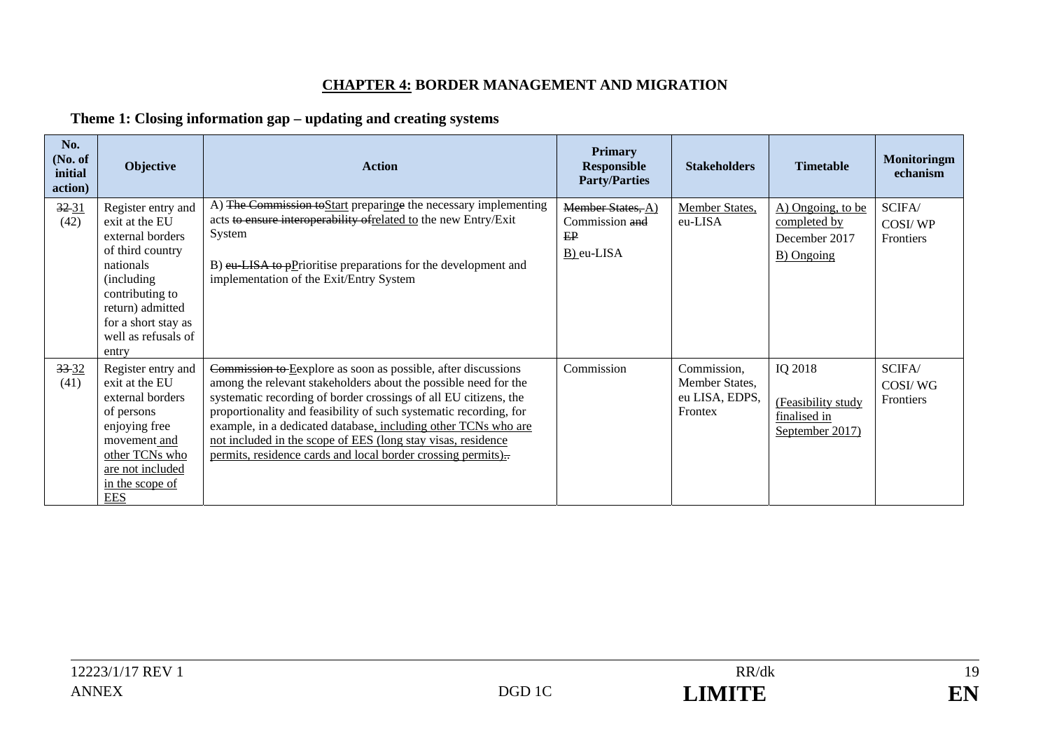**CHAPTER 4: BORDER MANAGEMENT AND MIGRATION**

**Theme 1: Closing information gap – updating and creating systems**

| No. (No. of initial action) | Objective | Action | Primary Responsible Party/Parties | Stakeholders | Timetable | Monitoringm echanism |
|---|---|---|---|---|---|---|
| ~~32~~ <u>31</u> (42) | Register entry and exit at the EU external borders of third country nationals (including contributing to return) admitted for a short stay as well as refusals of entry | A) ~~The Commission to~~<u>Start</u> prepar<u>ing</u>~~e~~ the necessary implementing acts ~~to ensure interoperability of~~<u>related to</u> the new Entry/Exit System<br><br>B) ~~eu-LISA to p~~<u>P</u>rioritise preparations for the development and implementation of the Exit/Entry System | ~~Member States,~~ <u>A)</u> Commission ~~and EP~~<br><u>B)</u> eu-LISA | <u>Member States,</u> eu-LISA | <u>A) Ongoing, to be completed by</u> December 2017<br><u>B) Ongoing</u> | SCIFA/ COSI/ WP Frontiers |
| ~~33~~ <u>32</u> (41) | Register entry and exit at the EU external borders of persons enjoying free movement <u>and other TCNs who are not included in the scope of EES</u> | ~~Commission to E~~<u>E</u>xplore as soon as possible, after discussions among the relevant stakeholders about the possible need for the systematic recording of border crossings of all EU citizens, the proportionality and feasibility of such systematic recording, for example, in a dedicated database<u>, including other TCNs who are not included in the scope of EES (long stay visas, residence permits, residence cards and local border crossing permits)</u>. | Commission | Commission, Member States, eu LISA, EDPS, Frontex | IQ 2018<br><br><u>(Feasibility study finalised in September 2017)</u> | SCIFA/ COSI/ WG Frontiers |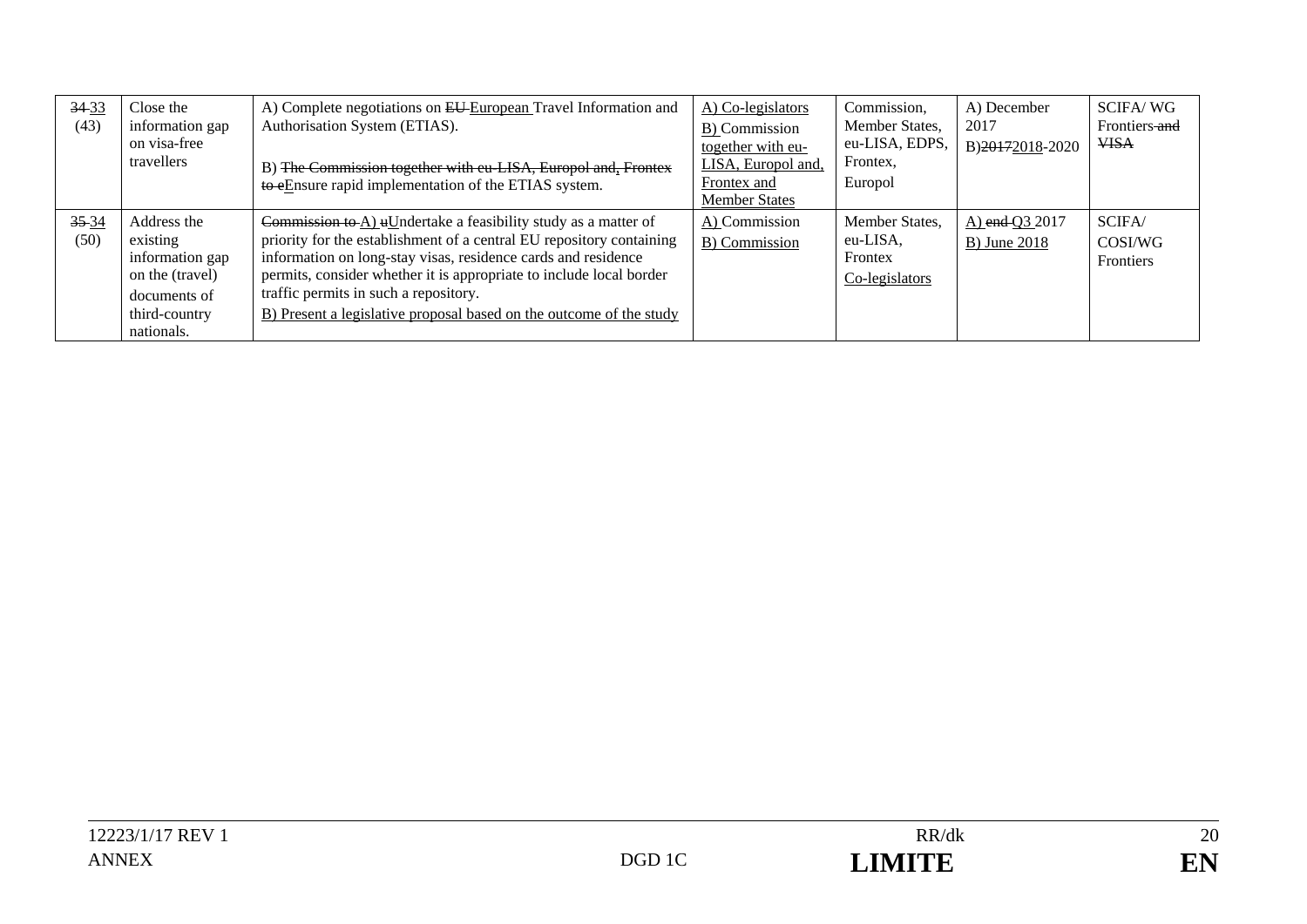| ~~34~~ 33 (43) | Close the information gap on visa-free travellers | A) Complete negotiations on ~~EU~~ European Travel Information and Authorisation System (ETIAS).<br><br>B) ~~The Commission together with eu-LISA, Europol and, Frontex to e~~Ensure rapid implementation of the ETIAS system. | A) Co-legislators<br>B) Commission together with eu-LISA, Europol and, Frontex and Member States | Commission, Member States, eu-LISA, EDPS, Frontex, Europol | A) December 2017<br>B)~~2017~~2018-2020 | SCIFA/ WG Frontiers ~~and VISA~~ |
|---|---|---|---|---|---|---|
| ~~35~~ 34 (50) | Address the existing information gap on the (travel) documents of third-country nationals. | ~~Commission to~~ A) ~~u~~Undertake a feasibility study as a matter of priority for the establishment of a central EU repository containing information on long-stay visas, residence cards and residence permits, consider whether it is appropriate to include local border traffic permits in such a repository.<br>B) Present a legislative proposal based on the outcome of the study | A) Commission<br>B) Commission | Member States, eu-LISA, Frontex Co-legislators | A) ~~end~~ Q3 2017<br>B) June 2018 | SCIFA/ COSI/WG Frontiers |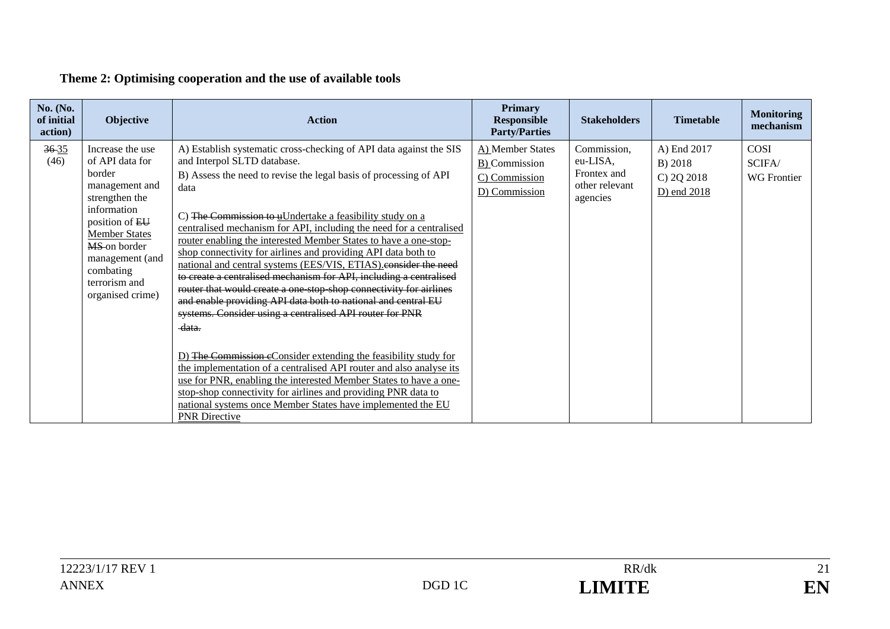**Theme 2: Optimising cooperation and the use of available tools**

| No. (No. of initial action) | Objective | Action | Primary Responsible Party/Parties | Stakeholders | Timetable | Monitoring mechanism |
|---|---|---|---|---|---|---|
| ~~36~~ 35 (46) | Increase the use of API data for border management and strengthen the information position of ~~EU~~ Member States ~~MS~~ on border management (and combating terrorism and organised crime) | A) Establish systematic cross-checking of API data against the SIS and Interpol SLTD database.<br>B) Assess the need to revise the legal basis of processing of API data<br><br>C) ~~The Commission to u~~Undertake a feasibility study on a centralised mechanism for API, including the need for a centralised router enabling the interested Member States to have a one-stop-shop connectivity for airlines and providing API data both to national and central systems (EES/VIS, ETIAS).~~consider the need to create a centralised mechanism for API, including a centralised router that would create a one-stop-shop connectivity for airlines and enable providing API data both to national and central EU systems. Consider using a centralised API router for PNR data.~~<br><br>D) ~~The Commission c~~Consider extending the feasibility study for the implementation of a centralised API router and also analyse its use for PNR, enabling the interested Member States to have a one-stop-shop connectivity for airlines and providing PNR data to national systems once Member States have implemented the EU PNR Directive | A) Member States<br>B) Commission<br>C) Commission<br>D) Commission | Commission, eu-LISA, Frontex and other relevant agencies | A) End 2017<br>B) 2018<br>C) 2Q 2018<br>D) end 2018 | COSI<br>SCIFA/<br>WG Frontier |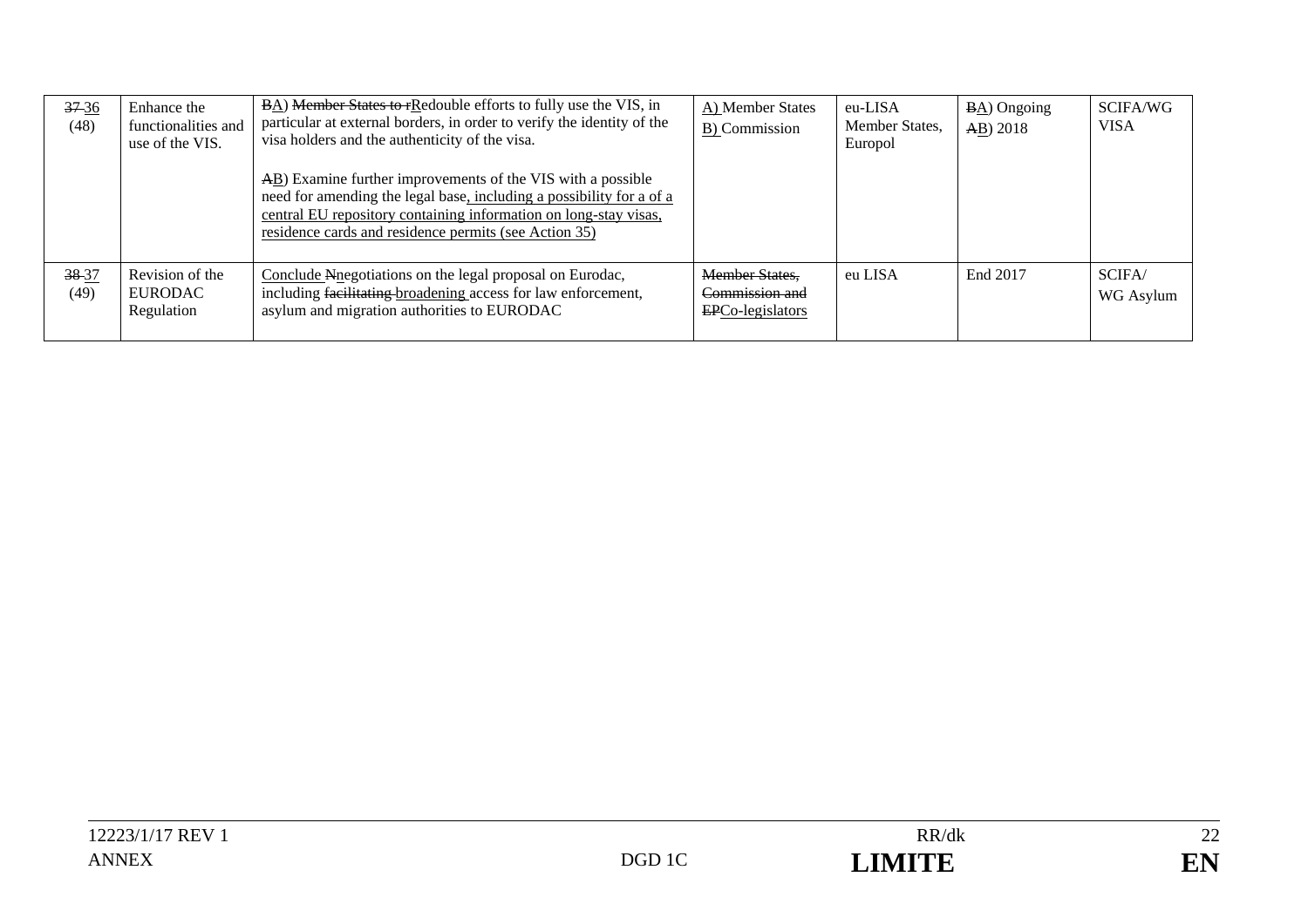| ~~37~~ <u>36</u> (48) | Enhance the functionalities and use of the VIS. | ~~B~~<u>A</u>) ~~Member States to r~~<u>R</u>edouble efforts to fully use the VIS, in particular at external borders, in order to verify the identity of the visa holders and the authenticity of the visa.<br><br>~~A~~<u>B</u>) Examine further improvements of the VIS with a possible need for amending the legal base<u>, including a possibility for a of a central EU repository containing information on long-stay visas, residence cards and residence permits (see Action 35)</u> | <u>A)</u> Member States<br><u>B)</u> Commission | eu-LISA<br>Member States, Europol | ~~B~~<u>A</u>) Ongoing<br>~~A~~<u>B</u>) 2018 | SCIFA/WG VISA |
|---|---|---|---|---|---|---|
| ~~38~~ <u>37</u> (49) | Revision of the EURODAC Regulation | <u>Conclude</u> ~~N~~<u>n</u>egotiations on the legal proposal on Eurodac, including ~~facilitating~~ <u>broadening</u> access for law enforcement, asylum and migration authorities to EURODAC | ~~Member States, Commission and~~ ~~EP~~<u>Co-legislators</u> | eu LISA | End 2017 | SCIFA/ WG Asylum |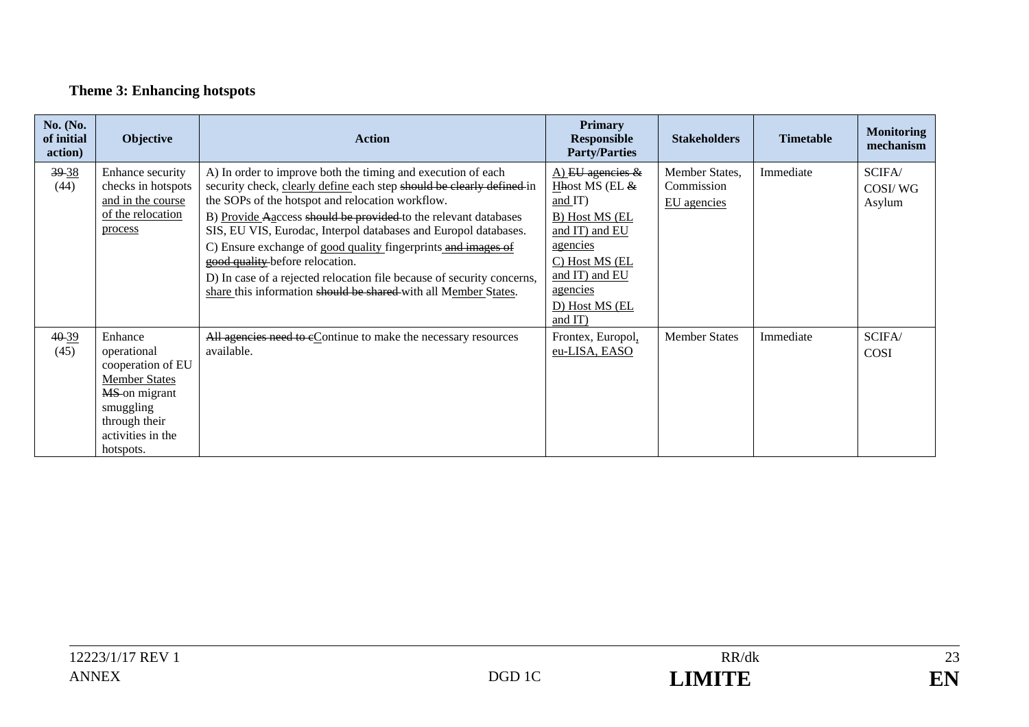**Theme 3: Enhancing hotspots**

| No. (No. of initial action) | Objective | Action | Primary Responsible Party/Parties | Stakeholders | Timetable | Monitoring mechanism |
|---|---|---|---|---|---|---|
| ~~39~~ 38 (44) | Enhance security checks in hotspots and in the course of the relocation process | A) In order to improve both the timing and execution of each security check, clearly define each step ~~should be clearly defined~~ in the SOPs of the hotspot and relocation workflow.<br>B) Provide ~~A~~access ~~should be provided~~ to the relevant databases SIS, EU VIS, Eurodac, Interpol databases and Europol databases.<br>C) Ensure exchange of good quality fingerprints ~~and images of good quality~~ before relocation.<br>D) In case of a rejected relocation file because of security concerns, share this information ~~should be shared~~ with all Member States. | A) ~~EU agencies &~~ H~~h~~ost MS (EL ~~&~~ and IT)<br>B) Host MS (EL and IT) and EU agencies<br>C) Host MS (EL and IT) and EU agencies<br>D) Host MS (EL and IT) | Member States, Commission EU agencies | Immediate | SCIFA/ COSI/ WG Asylum |
| ~~40~~ 39 (45) | Enhance operational cooperation of EU Member States ~~MS~~ on migrant smuggling through their activities in the hotspots. | ~~All agencies need to c~~Continue to make the necessary resources available. | Frontex, Europol, eu-LISA, EASO | Member States | Immediate | SCIFA/ COSI |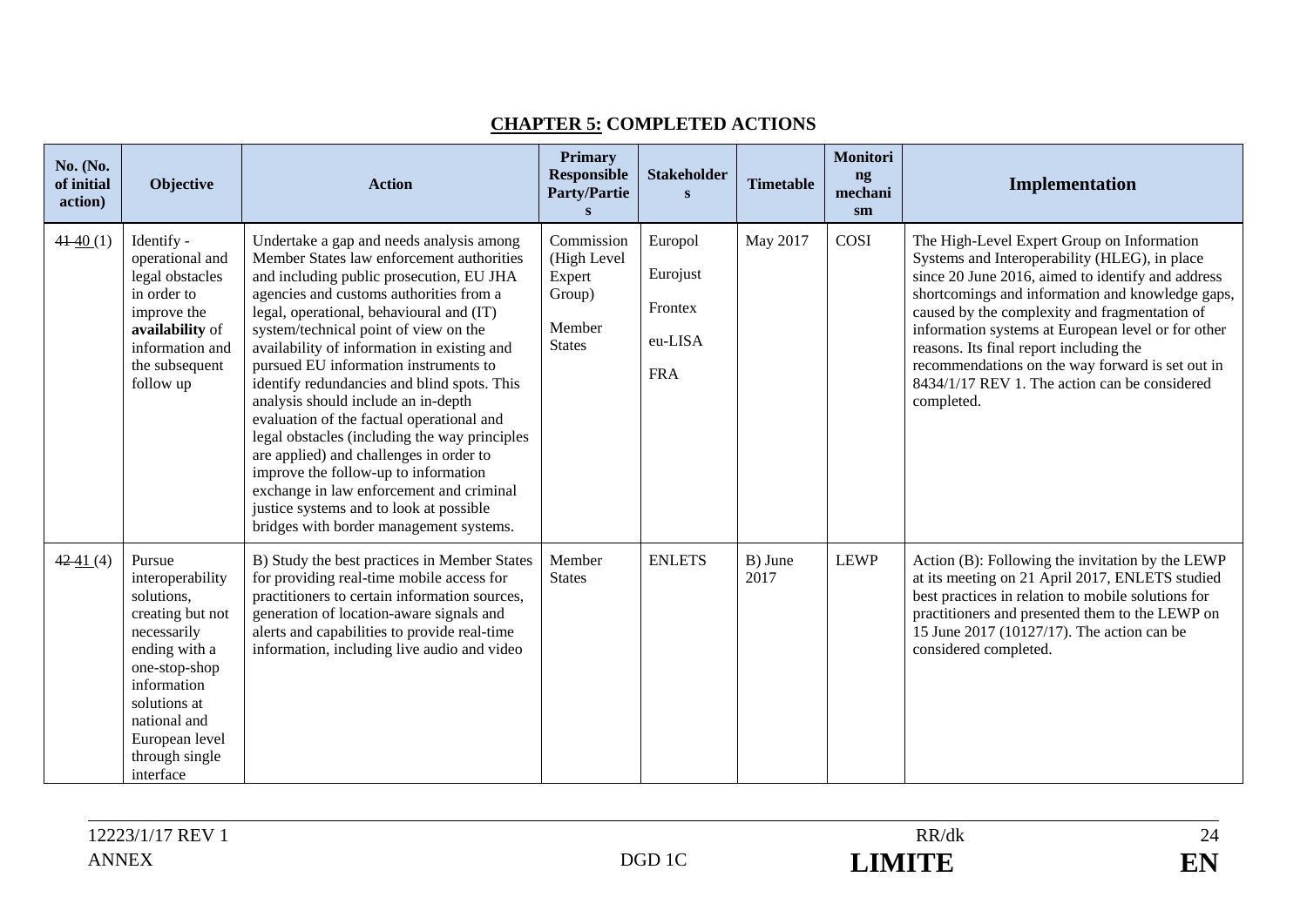## **CHAPTER 5:** COMPLETED ACTIONS

| No. (No. of initial action) | Objective | Action | Primary Responsible Party/Parties | Stakeholders | Timetable | Monitoring mechanism | Implementation |
|---|---|---|---|---|---|---|---|
| ~~41~~ 40 (1) | Identify - operational and legal obstacles in order to improve the **availability** of information and the subsequent follow up | Undertake a gap and needs analysis among Member States law enforcement authorities and including public prosecution, EU JHA agencies and customs authorities from a legal, operational, behavioural and (IT) system/technical point of view on the availability of information in existing and pursued EU information instruments to identify redundancies and blind spots. This analysis should include an in-depth evaluation of the factual operational and legal obstacles (including the way principles are applied) and challenges in order to improve the follow-up to information exchange in law enforcement and criminal justice systems and to look at possible bridges with border management systems. | Commission (High Level Expert Group) Member States | Europol Eurojust Frontex eu-LISA FRA | May 2017 | COSI | The High-Level Expert Group on Information Systems and Interoperability (HLEG), in place since 20 June 2016, aimed to identify and address shortcomings and information and knowledge gaps, caused by the complexity and fragmentation of information systems at European level or for other reasons. Its final report including the recommendations on the way forward is set out in 8434/1/17 REV 1. The action can be considered completed. |
| ~~42~~ 41 (4) | Pursue interoperability solutions, creating but not necessarily ending with a one-stop-shop information solutions at national and European level through single interface | B) Study the best practices in Member States for providing real-time mobile access for practitioners to certain information sources, generation of location-aware signals and alerts and capabilities to provide real-time information, including live audio and video | Member States | ENLETS | B) June 2017 | LEWP | Action (B): Following the invitation by the LEWP at its meeting on 21 April 2017, ENLETS studied best practices in relation to mobile solutions for practitioners and presented them to the LEWP on 15 June 2017 (10127/17). The action can be considered completed. |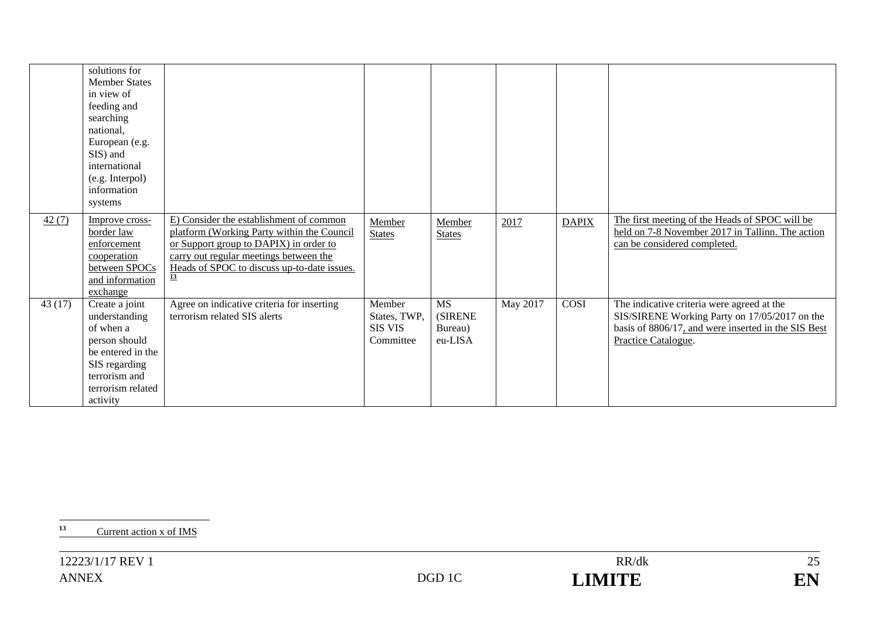| | | | | | | | |
|---|---|---|---|---|---|---|---|
| | solutions for Member States in view of feeding and searching national, European (e.g. SIS) and international (e.g. Interpol) information systems | | | | | | |
| 42 (7) | Improve cross-border law enforcement cooperation between SPOCs and information exchange | E) Consider the establishment of common platform (Working Party within the Council or Support group to DAPIX) in order to carry out regular meetings between the Heads of SPOC to discuss up-to-date issues.[13] | Member States | Member States | 2017 | DAPIX | The first meeting of the Heads of SPOC will be held on 7-8 November 2017 in Tallinn. The action can be considered completed. |
| 43 (17) | Create a joint understanding of when a person should be entered in the SIS regarding terrorism and terrorism related activity | Agree on indicative criteria for inserting terrorism related SIS alerts | Member States, TWP, SIS VIS Committee | MS (SIRENE Bureau) eu-LISA | May 2017 | COSI | The indicative criteria were agreed at the SIS/SIRENE Working Party on 17/05/2017 on the basis of 8806/17, and were inserted in the SIS Best Practice Catalogue. |

[13] Current action x of IMS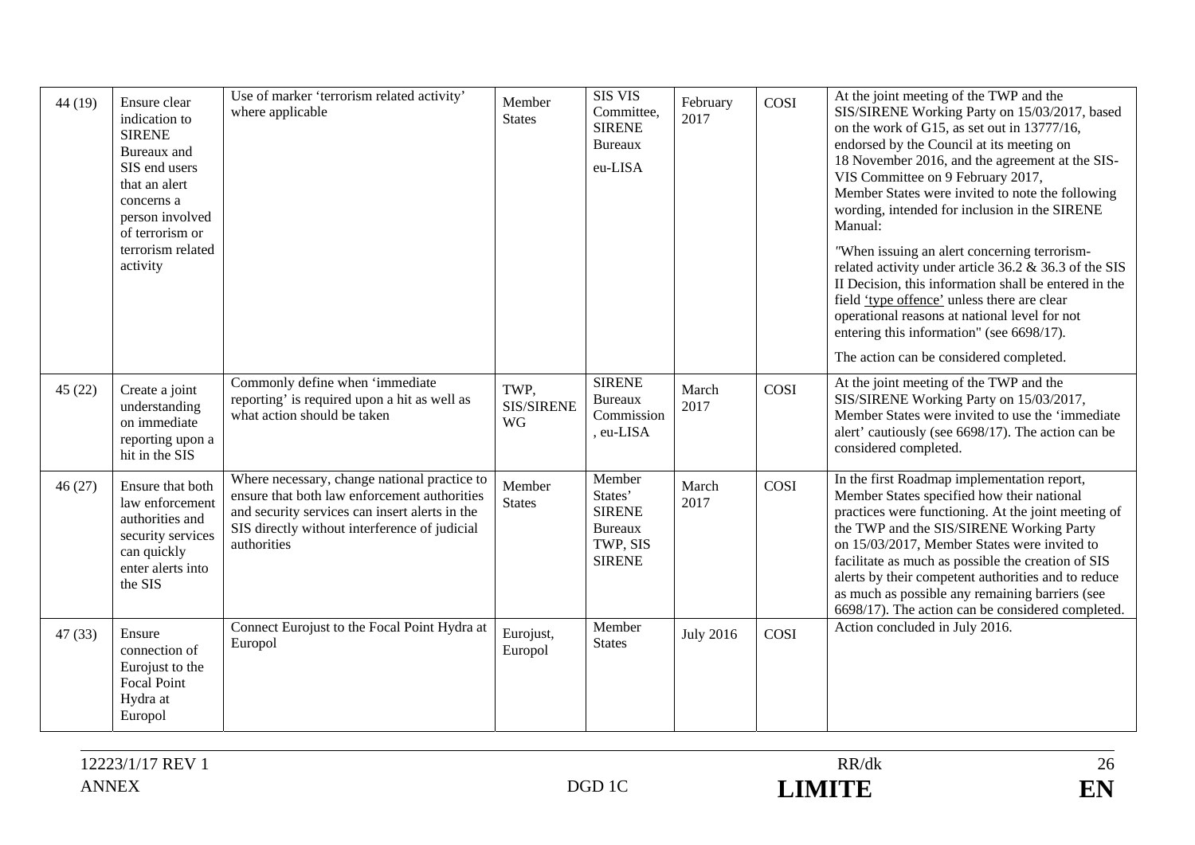| 44 (19) | Ensure clear indication to SIRENE Bureaux and SIS end users that an alert concerns a person involved of terrorism or terrorism related activity | Use of marker 'terrorism related activity' where applicable | Member States | SIS VIS Committee, SIRENE Bureaux eu-LISA | February 2017 | COSI | At the joint meeting of the TWP and the SIS/SIRENE Working Party on 15/03/2017, based on the work of G15, as set out in 13777/16, endorsed by the Council at its meeting on 18 November 2016, and the agreement at the SIS-VIS Committee on 9 February 2017, Member States were invited to note the following wording, intended for inclusion in the SIRENE Manual: "When issuing an alert concerning terrorism-related activity under article 36.2 & 36.3 of the SIS II Decision, this information shall be entered in the field 'type offence' unless there are clear operational reasons at national level for not entering this information" (see 6698/17). The action can be considered completed. |
|---|---|---|---|---|---|---|---|
| 45 (22) | Create a joint understanding on immediate reporting upon a hit in the SIS | Commonly define when 'immediate reporting' is required upon a hit as well as what action should be taken | TWP, SIS/SIRENE WG | SIRENE Bureaux Commission , eu-LISA | March 2017 | COSI | At the joint meeting of the TWP and the SIS/SIRENE Working Party on 15/03/2017, Member States were invited to use the 'immediate alert' cautiously (see 6698/17). The action can be considered completed. |
| 46 (27) | Ensure that both law enforcement authorities and security services can quickly enter alerts into the SIS | Where necessary, change national practice to ensure that both law enforcement authorities and security services can insert alerts in the SIS directly without interference of judicial authorities | Member States | Member States' SIRENE Bureaux TWP, SIS SIRENE | March 2017 | COSI | In the first Roadmap implementation report, Member States specified how their national practices were functioning. At the joint meeting of the TWP and the SIS/SIRENE Working Party on 15/03/2017, Member States were invited to facilitate as much as possible the creation of SIS alerts by their competent authorities and to reduce as much as possible any remaining barriers (see 6698/17). The action can be considered completed. |
| 47 (33) | Ensure connection of Eurojust to the Focal Point Hydra at Europol | Connect Eurojust to the Focal Point Hydra at Europol | Eurojust, Europol | Member States | July 2016 | COSI | Action concluded in July 2016. |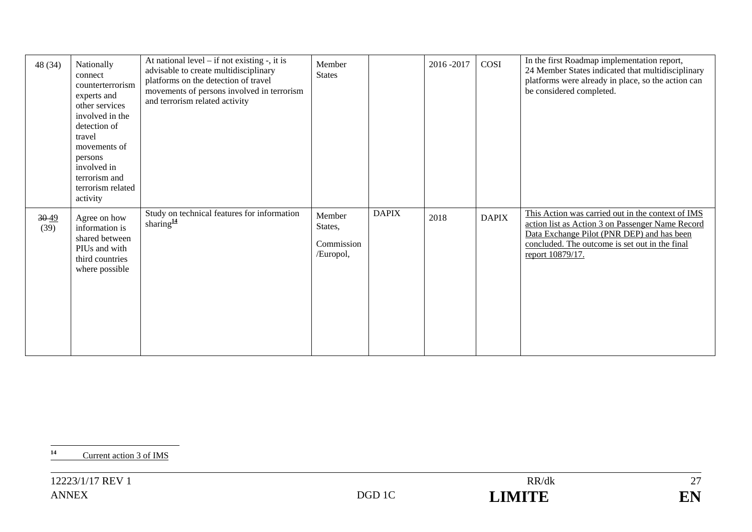| | | | | | | | |
|---|---|---|---|---|---|---|---|
| 48 (34) | Nationally connect counterterrorism experts and other services involved in the detection of travel movements of persons involved in terrorism and terrorism related activity | At national level – if not existing -, it is advisable to create multidisciplinary platforms on the detection of travel movements of persons involved in terrorism and terrorism related activity | Member States | | 2016 -2017 | COSI | In the first Roadmap implementation report, 24 Member States indicated that multidisciplinary platforms were already in place, so the action can be considered completed. |
| ~~30~~ 49 (39) | Agree on how information is shared between PIUs and with third countries where possible | Study on technical features for information sharing[14] | Member States, Commission /Europol, | DAPIX | 2018 | DAPIX | This Action was carried out in the context of IMS action list as Action 3 on Passenger Name Record Data Exchange Pilot (PNR DEP) and has been concluded. The outcome is set out in the final report 10879/17. |

[14] Current action 3 of IMS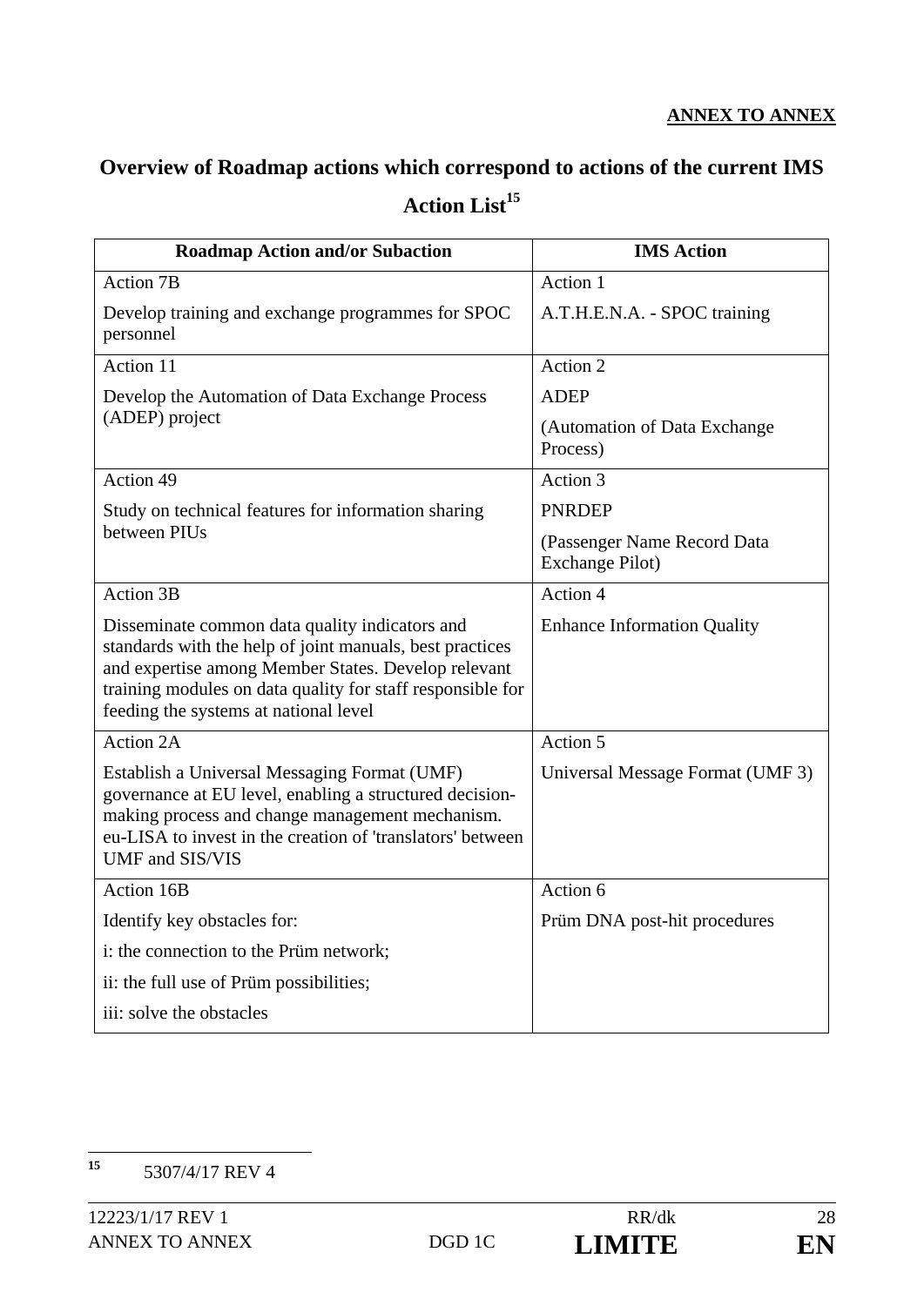**ANNEX TO ANNEX**

## Overview of Roadmap actions which correspond to actions of the current IMS Action List[15]

| Roadmap Action and/or Subaction | IMS Action |
|---|---|
| Action 7B<br><br>Develop training and exchange programmes for SPOC personnel | Action 1<br><br>A.T.H.E.N.A. - SPOC training |
| Action 11<br><br>Develop the Automation of Data Exchange Process (ADEP) project | Action 2<br><br>ADEP<br><br>(Automation of Data Exchange Process) |
| Action 49<br><br>Study on technical features for information sharing between PIUs | Action 3<br><br>PNRDEP<br><br>(Passenger Name Record Data Exchange Pilot) |
| Action 3B<br><br>Disseminate common data quality indicators and standards with the help of joint manuals, best practices and expertise among Member States. Develop relevant training modules on data quality for staff responsible for feeding the systems at national level | Action 4<br><br>Enhance Information Quality |
| Action 2A<br><br>Establish a Universal Messaging Format (UMF) governance at EU level, enabling a structured decision-making process and change management mechanism. eu-LISA to invest in the creation of 'translators' between UMF and SIS/VIS | Action 5<br><br>Universal Message Format (UMF 3) |
| Action 16B<br><br>Identify key obstacles for:<br><br>i: the connection to the Prüm network;<br><br>ii: the full use of Prüm possibilities;<br><br>iii: solve the obstacles | Action 6<br><br>Prüm DNA post-hit procedures |

[15] 5307/4/17 REV 4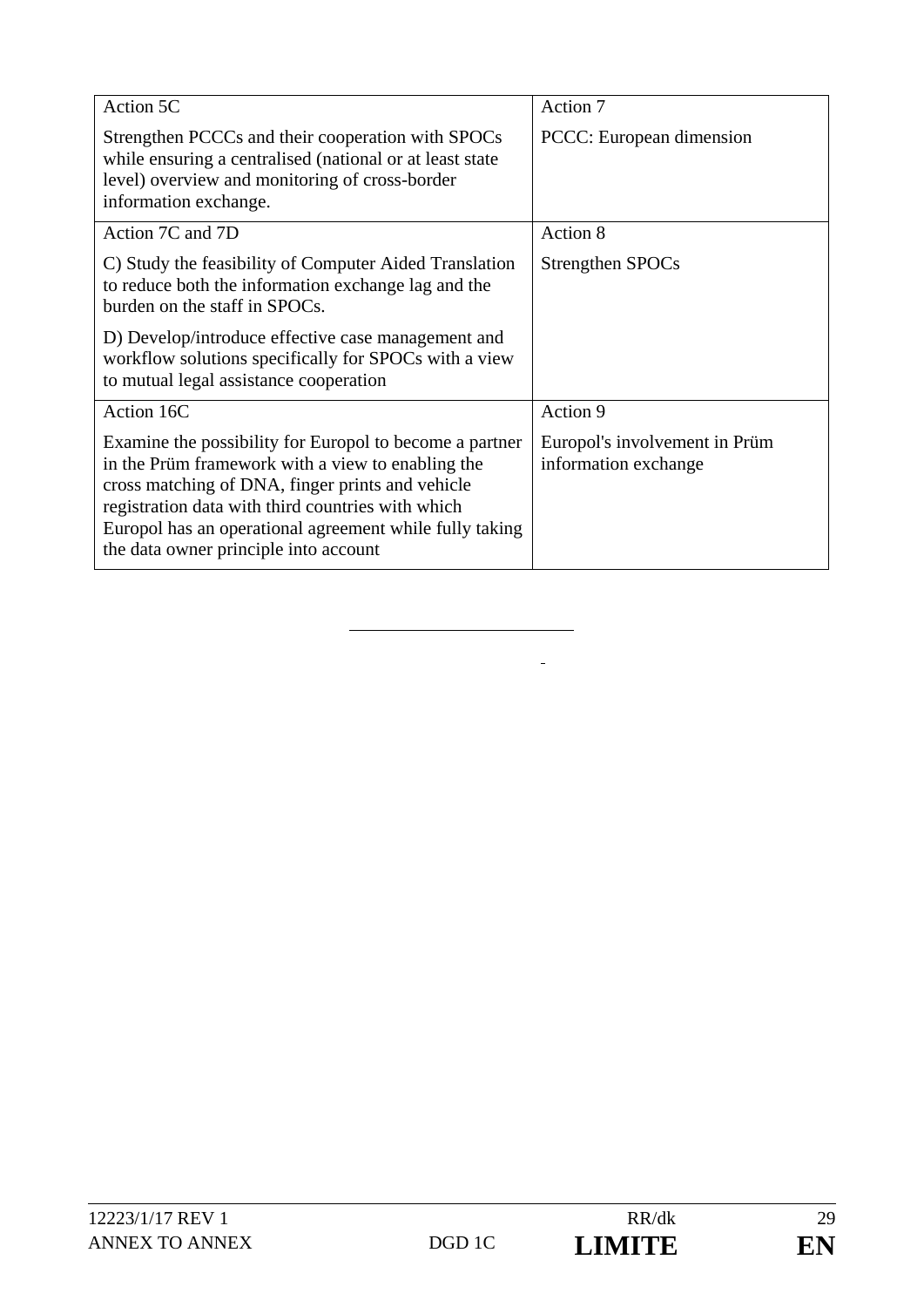| | |
|---|---|
| Action 5C<br><br>Strengthen PCCCs and their cooperation with SPOCs while ensuring a centralised (national or at least state level) overview and monitoring of cross-border information exchange. | Action 7<br><br>PCCC: European dimension |
| Action 7C and 7D<br><br>C) Study the feasibility of Computer Aided Translation to reduce both the information exchange lag and the burden on the staff in SPOCs.<br><br>D) Develop/introduce effective case management and workflow solutions specifically for SPOCs with a view to mutual legal assistance cooperation | Action 8<br><br>Strengthen SPOCs |
| Action 16C<br><br>Examine the possibility for Europol to become a partner in the Prüm framework with a view to enabling the cross matching of DNA, finger prints and vehicle registration data with third countries with which Europol has an operational agreement while fully taking the data owner principle into account | Action 9<br><br>Europol's involvement in Prüm information exchange |